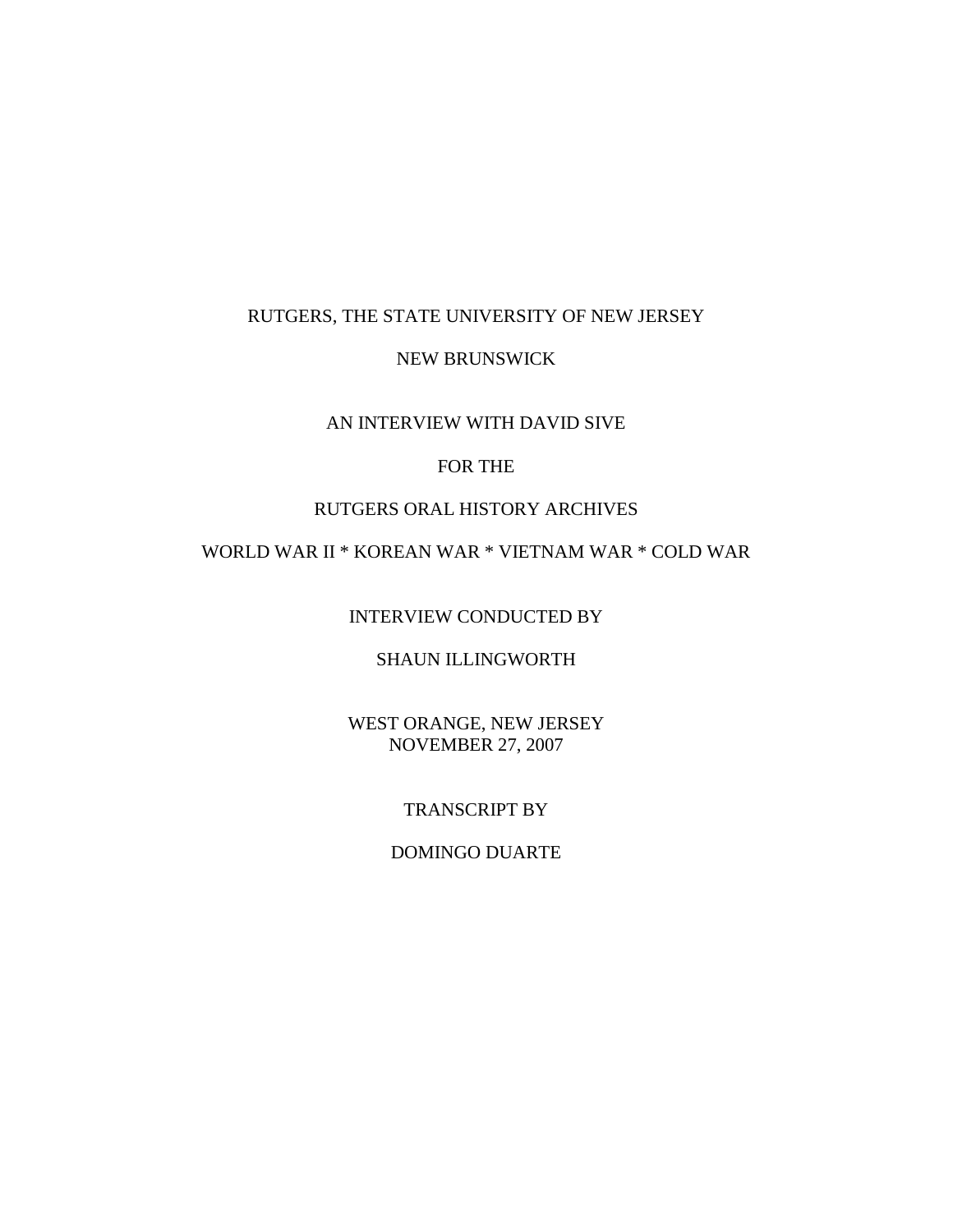RUTGERS, THE STATE UNIVERSITY OF NEW JERSEY

NEW BRUNSWICK

AN INTERVIEW WITH DAVID SIVE

FOR THE

RUTGERS ORAL HISTORY ARCHIVES

WORLD WAR II * KOREAN WAR * VIETNAM WAR * COLD WAR

INTERVIEW CONDUCTED BY

SHAUN ILLINGWORTH

WEST ORANGE, NEW JERSEY
NOVEMBER 27, 2007

TRANSCRIPT BY

DOMINGO DUARTE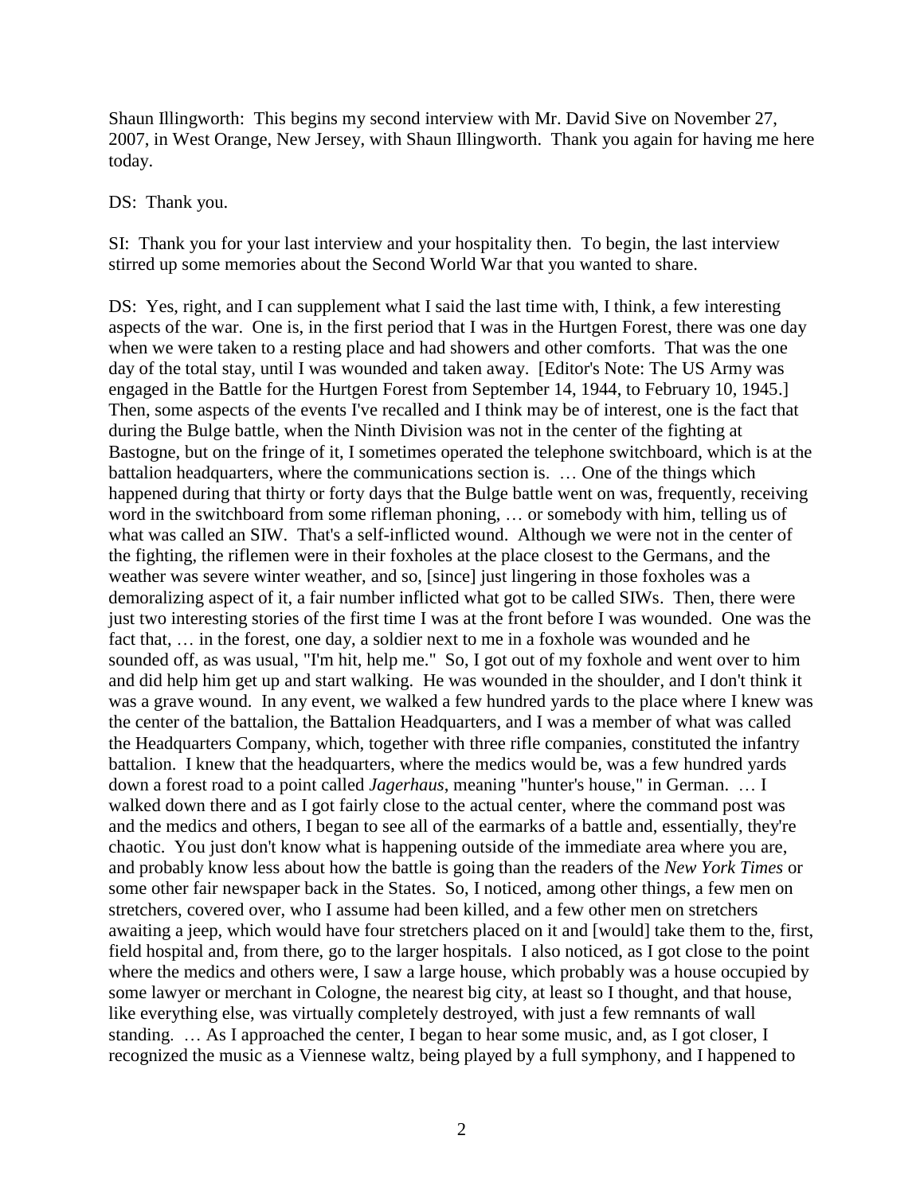Shaun Illingworth: This begins my second interview with Mr. David Sive on November 27, 2007, in West Orange, New Jersey, with Shaun Illingworth. Thank you again for having me here today.

DS: Thank you.

SI: Thank you for your last interview and your hospitality then. To begin, the last interview stirred up some memories about the Second World War that you wanted to share.

DS: Yes, right, and I can supplement what I said the last time with, I think, a few interesting aspects of the war. One is, in the first period that I was in the Hurtgen Forest, there was one day when we were taken to a resting place and had showers and other comforts. That was the one day of the total stay, until I was wounded and taken away. [Editor's Note: The US Army was engaged in the Battle for the Hurtgen Forest from September 14, 1944, to February 10, 1945.] Then, some aspects of the events I've recalled and I think may be of interest, one is the fact that during the Bulge battle, when the Ninth Division was not in the center of the fighting at Bastogne, but on the fringe of it, I sometimes operated the telephone switchboard, which is at the battalion headquarters, where the communications section is. … One of the things which happened during that thirty or forty days that the Bulge battle went on was, frequently, receiving word in the switchboard from some rifleman phoning, … or somebody with him, telling us of what was called an SIW. That's a self-inflicted wound. Although we were not in the center of the fighting, the riflemen were in their foxholes at the place closest to the Germans, and the weather was severe winter weather, and so, [since] just lingering in those foxholes was a demoralizing aspect of it, a fair number inflicted what got to be called SIWs. Then, there were just two interesting stories of the first time I was at the front before I was wounded. One was the fact that, … in the forest, one day, a soldier next to me in a foxhole was wounded and he sounded off, as was usual, "I'm hit, help me." So, I got out of my foxhole and went over to him and did help him get up and start walking. He was wounded in the shoulder, and I don't think it was a grave wound. In any event, we walked a few hundred yards to the place where I knew was the center of the battalion, the Battalion Headquarters, and I was a member of what was called the Headquarters Company, which, together with three rifle companies, constituted the infantry battalion. I knew that the headquarters, where the medics would be, was a few hundred yards down a forest road to a point called *Jagerhaus*, meaning "hunter's house," in German. … I walked down there and as I got fairly close to the actual center, where the command post was and the medics and others, I began to see all of the earmarks of a battle and, essentially, they're chaotic. You just don't know what is happening outside of the immediate area where you are, and probably know less about how the battle is going than the readers of the *New York Times* or some other fair newspaper back in the States. So, I noticed, among other things, a few men on stretchers, covered over, who I assume had been killed, and a few other men on stretchers awaiting a jeep, which would have four stretchers placed on it and [would] take them to the, first, field hospital and, from there, go to the larger hospitals. I also noticed, as I got close to the point where the medics and others were, I saw a large house, which probably was a house occupied by some lawyer or merchant in Cologne, the nearest big city, at least so I thought, and that house, like everything else, was virtually completely destroyed, with just a few remnants of wall standing. … As I approached the center, I began to hear some music, and, as I got closer, I recognized the music as a Viennese waltz, being played by a full symphony, and I happened to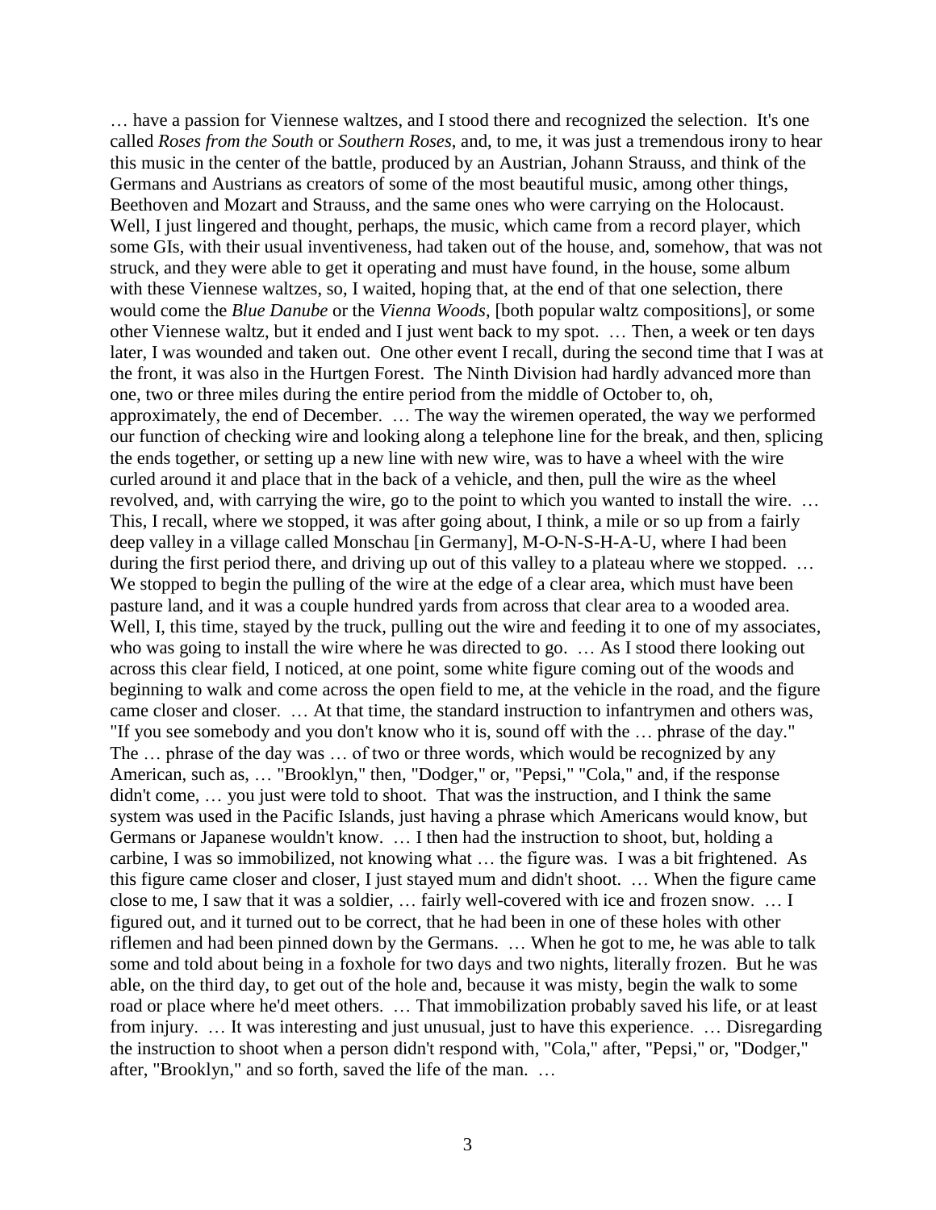… have a passion for Viennese waltzes, and I stood there and recognized the selection. It's one called *Roses from the South* or *Southern Roses*, and, to me, it was just a tremendous irony to hear this music in the center of the battle, produced by an Austrian, Johann Strauss, and think of the Germans and Austrians as creators of some of the most beautiful music, among other things, Beethoven and Mozart and Strauss, and the same ones who were carrying on the Holocaust. Well, I just lingered and thought, perhaps, the music, which came from a record player, which some GIs, with their usual inventiveness, had taken out of the house, and, somehow, that was not struck, and they were able to get it operating and must have found, in the house, some album with these Viennese waltzes, so, I waited, hoping that, at the end of that one selection, there would come the *Blue Danube* or the *Vienna Woods*, [both popular waltz compositions], or some other Viennese waltz, but it ended and I just went back to my spot. … Then, a week or ten days later, I was wounded and taken out. One other event I recall, during the second time that I was at the front, it was also in the Hurtgen Forest. The Ninth Division had hardly advanced more than one, two or three miles during the entire period from the middle of October to, oh, approximately, the end of December. … The way the wiremen operated, the way we performed our function of checking wire and looking along a telephone line for the break, and then, splicing the ends together, or setting up a new line with new wire, was to have a wheel with the wire curled around it and place that in the back of a vehicle, and then, pull the wire as the wheel revolved, and, with carrying the wire, go to the point to which you wanted to install the wire. … This, I recall, where we stopped, it was after going about, I think, a mile or so up from a fairly deep valley in a village called Monschau [in Germany], M-O-N-S-H-A-U, where I had been during the first period there, and driving up out of this valley to a plateau where we stopped. … We stopped to begin the pulling of the wire at the edge of a clear area, which must have been pasture land, and it was a couple hundred yards from across that clear area to a wooded area. Well, I, this time, stayed by the truck, pulling out the wire and feeding it to one of my associates, who was going to install the wire where he was directed to go. … As I stood there looking out across this clear field, I noticed, at one point, some white figure coming out of the woods and beginning to walk and come across the open field to me, at the vehicle in the road, and the figure came closer and closer. … At that time, the standard instruction to infantrymen and others was, "If you see somebody and you don't know who it is, sound off with the … phrase of the day." The … phrase of the day was … of two or three words, which would be recognized by any American, such as, … "Brooklyn," then, "Dodger," or, "Pepsi," "Cola," and, if the response didn't come, … you just were told to shoot. That was the instruction, and I think the same system was used in the Pacific Islands, just having a phrase which Americans would know, but Germans or Japanese wouldn't know. … I then had the instruction to shoot, but, holding a carbine, I was so immobilized, not knowing what … the figure was. I was a bit frightened. As this figure came closer and closer, I just stayed mum and didn't shoot. … When the figure came close to me, I saw that it was a soldier, … fairly well-covered with ice and frozen snow. … I figured out, and it turned out to be correct, that he had been in one of these holes with other riflemen and had been pinned down by the Germans. … When he got to me, he was able to talk some and told about being in a foxhole for two days and two nights, literally frozen. But he was able, on the third day, to get out of the hole and, because it was misty, begin the walk to some road or place where he'd meet others. … That immobilization probably saved his life, or at least from injury. … It was interesting and just unusual, just to have this experience. … Disregarding the instruction to shoot when a person didn't respond with, "Cola," after, "Pepsi," or, "Dodger," after, "Brooklyn," and so forth, saved the life of the man. …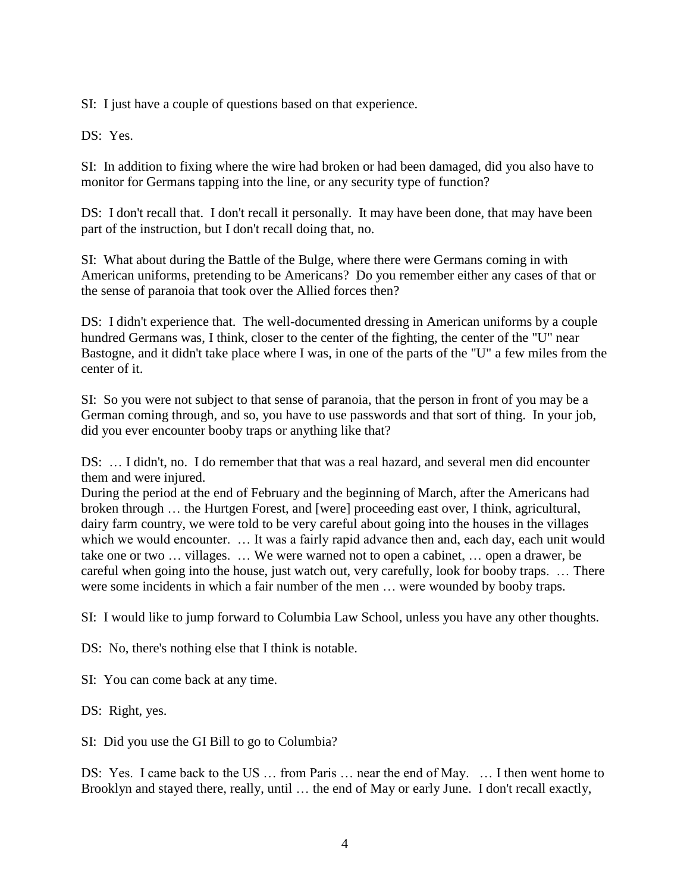SI: I just have a couple of questions based on that experience.

DS: Yes.

SI: In addition to fixing where the wire had broken or had been damaged, did you also have to monitor for Germans tapping into the line, or any security type of function?

DS: I don't recall that. I don't recall it personally. It may have been done, that may have been part of the instruction, but I don't recall doing that, no.

SI: What about during the Battle of the Bulge, where there were Germans coming in with American uniforms, pretending to be Americans? Do you remember either any cases of that or the sense of paranoia that took over the Allied forces then?

DS: I didn't experience that. The well-documented dressing in American uniforms by a couple hundred Germans was, I think, closer to the center of the fighting, the center of the "U" near Bastogne, and it didn't take place where I was, in one of the parts of the "U" a few miles from the center of it.

SI: So you were not subject to that sense of paranoia, that the person in front of you may be a German coming through, and so, you have to use passwords and that sort of thing. In your job, did you ever encounter booby traps or anything like that?

DS: … I didn't, no. I do remember that that was a real hazard, and several men did encounter them and were injured.
During the period at the end of February and the beginning of March, after the Americans had broken through … the Hurtgen Forest, and [were] proceeding east over, I think, agricultural, dairy farm country, we were told to be very careful about going into the houses in the villages which we would encounter. … It was a fairly rapid advance then and, each day, each unit would take one or two … villages. … We were warned not to open a cabinet, … open a drawer, be careful when going into the house, just watch out, very carefully, look for booby traps. … There were some incidents in which a fair number of the men … were wounded by booby traps.

SI: I would like to jump forward to Columbia Law School, unless you have any other thoughts.

DS: No, there's nothing else that I think is notable.

SI: You can come back at any time.

DS: Right, yes.

SI: Did you use the GI Bill to go to Columbia?

DS: Yes. I came back to the US … from Paris … near the end of May. … I then went home to Brooklyn and stayed there, really, until … the end of May or early June. I don't recall exactly,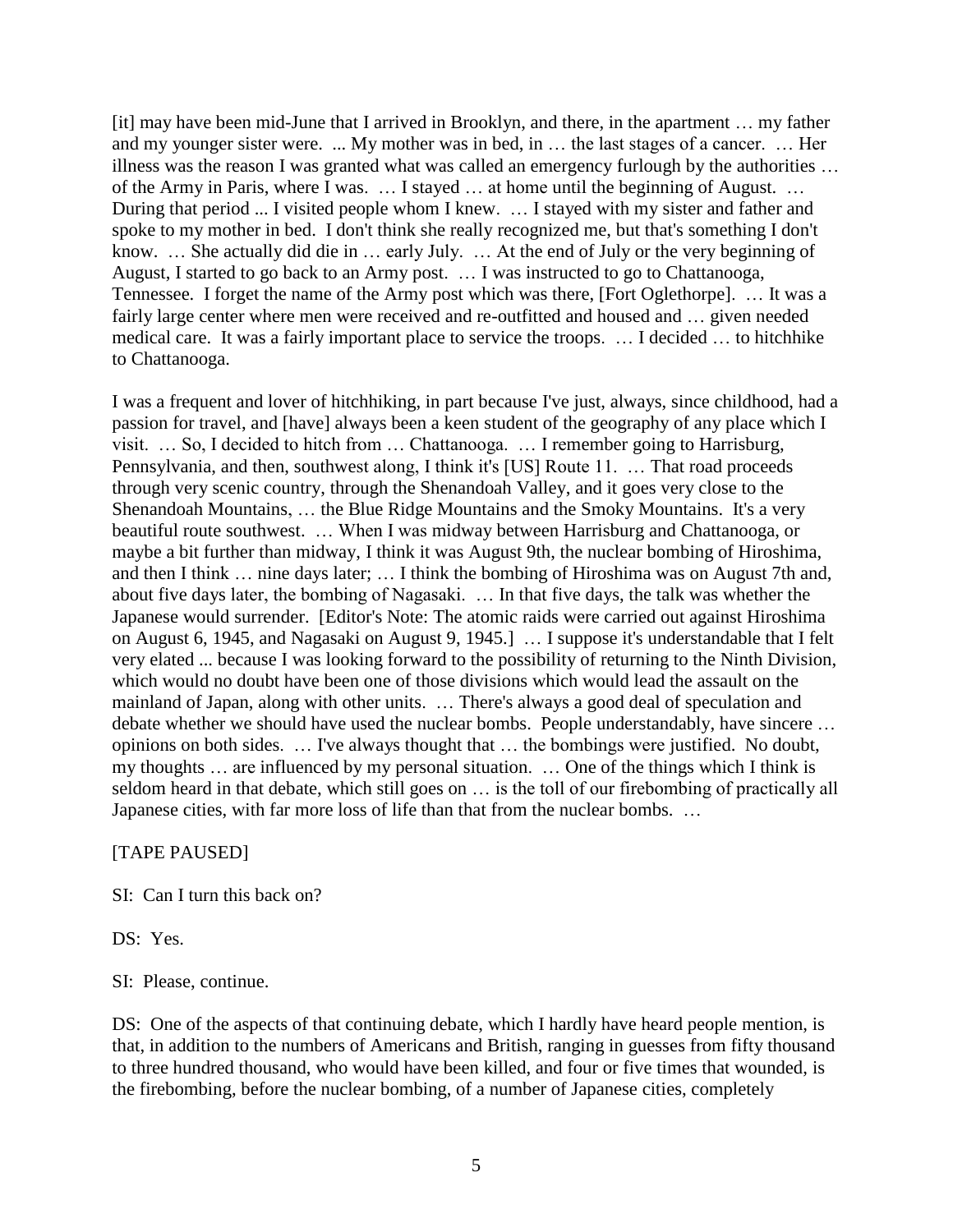[it] may have been mid-June that I arrived in Brooklyn, and there, in the apartment … my father and my younger sister were. ... My mother was in bed, in … the last stages of a cancer. … Her illness was the reason I was granted what was called an emergency furlough by the authorities … of the Army in Paris, where I was. … I stayed … at home until the beginning of August. … During that period ... I visited people whom I knew. … I stayed with my sister and father and spoke to my mother in bed. I don't think she really recognized me, but that's something I don't know. … She actually did die in … early July. … At the end of July or the very beginning of August, I started to go back to an Army post. … I was instructed to go to Chattanooga, Tennessee. I forget the name of the Army post which was there, [Fort Oglethorpe]. … It was a fairly large center where men were received and re-outfitted and housed and … given needed medical care. It was a fairly important place to service the troops. … I decided … to hitchhike to Chattanooga.

I was a frequent and lover of hitchhiking, in part because I've just, always, since childhood, had a passion for travel, and [have] always been a keen student of the geography of any place which I visit. … So, I decided to hitch from … Chattanooga. … I remember going to Harrisburg, Pennsylvania, and then, southwest along, I think it's [US] Route 11. … That road proceeds through very scenic country, through the Shenandoah Valley, and it goes very close to the Shenandoah Mountains, … the Blue Ridge Mountains and the Smoky Mountains. It's a very beautiful route southwest. … When I was midway between Harrisburg and Chattanooga, or maybe a bit further than midway, I think it was August 9th, the nuclear bombing of Hiroshima, and then I think … nine days later; … I think the bombing of Hiroshima was on August 7th and, about five days later, the bombing of Nagasaki. … In that five days, the talk was whether the Japanese would surrender. [Editor's Note: The atomic raids were carried out against Hiroshima on August 6, 1945, and Nagasaki on August 9, 1945.] … I suppose it's understandable that I felt very elated ... because I was looking forward to the possibility of returning to the Ninth Division, which would no doubt have been one of those divisions which would lead the assault on the mainland of Japan, along with other units. … There's always a good deal of speculation and debate whether we should have used the nuclear bombs. People understandably, have sincere … opinions on both sides. … I've always thought that … the bombings were justified. No doubt, my thoughts … are influenced by my personal situation. … One of the things which I think is seldom heard in that debate, which still goes on … is the toll of our firebombing of practically all Japanese cities, with far more loss of life than that from the nuclear bombs. …

[TAPE PAUSED]

SI: Can I turn this back on?

DS: Yes.

SI: Please, continue.

DS: One of the aspects of that continuing debate, which I hardly have heard people mention, is that, in addition to the numbers of Americans and British, ranging in guesses from fifty thousand to three hundred thousand, who would have been killed, and four or five times that wounded, is the firebombing, before the nuclear bombing, of a number of Japanese cities, completely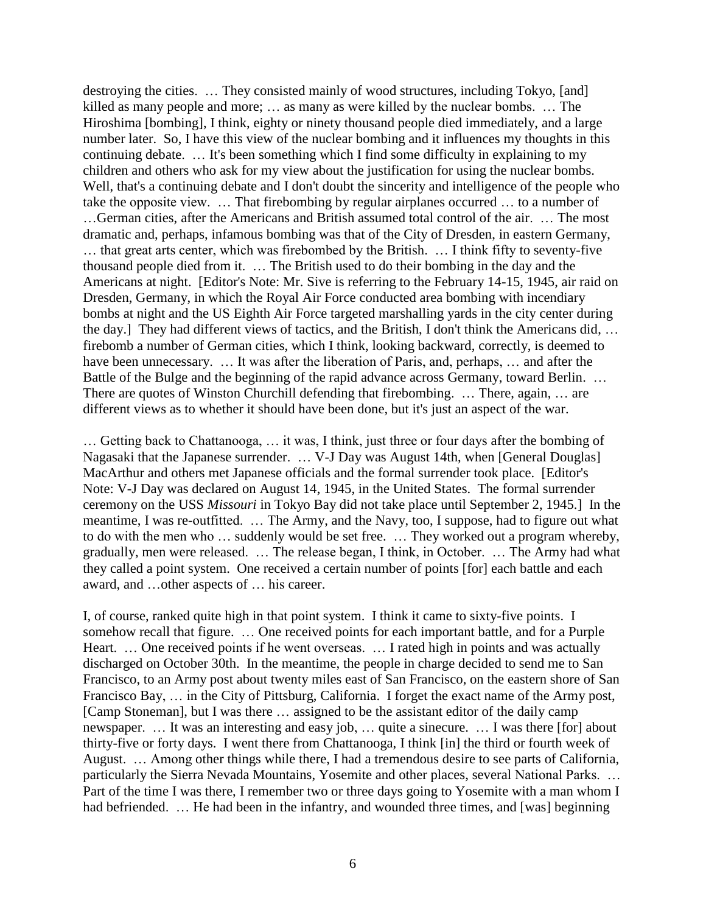destroying the cities. … They consisted mainly of wood structures, including Tokyo, [and] killed as many people and more; … as many as were killed by the nuclear bombs. … The Hiroshima [bombing], I think, eighty or ninety thousand people died immediately, and a large number later. So, I have this view of the nuclear bombing and it influences my thoughts in this continuing debate. … It's been something which I find some difficulty in explaining to my children and others who ask for my view about the justification for using the nuclear bombs. Well, that's a continuing debate and I don't doubt the sincerity and intelligence of the people who take the opposite view. … That firebombing by regular airplanes occurred … to a number of …German cities, after the Americans and British assumed total control of the air. … The most dramatic and, perhaps, infamous bombing was that of the City of Dresden, in eastern Germany, … that great arts center, which was firebombed by the British. … I think fifty to seventy-five thousand people died from it. … The British used to do their bombing in the day and the Americans at night. [Editor's Note: Mr. Sive is referring to the February 14-15, 1945, air raid on Dresden, Germany, in which the Royal Air Force conducted area bombing with incendiary bombs at night and the US Eighth Air Force targeted marshalling yards in the city center during the day.] They had different views of tactics, and the British, I don't think the Americans did, … firebomb a number of German cities, which I think, looking backward, correctly, is deemed to have been unnecessary. … It was after the liberation of Paris, and, perhaps, … and after the Battle of the Bulge and the beginning of the rapid advance across Germany, toward Berlin. … There are quotes of Winston Churchill defending that firebombing. … There, again, … are different views as to whether it should have been done, but it's just an aspect of the war.

… Getting back to Chattanooga, … it was, I think, just three or four days after the bombing of Nagasaki that the Japanese surrender. … V-J Day was August 14th, when [General Douglas] MacArthur and others met Japanese officials and the formal surrender took place. [Editor's Note: V-J Day was declared on August 14, 1945, in the United States. The formal surrender ceremony on the USS *Missouri* in Tokyo Bay did not take place until September 2, 1945.] In the meantime, I was re-outfitted. … The Army, and the Navy, too, I suppose, had to figure out what to do with the men who … suddenly would be set free. … They worked out a program whereby, gradually, men were released. … The release began, I think, in October. … The Army had what they called a point system. One received a certain number of points [for] each battle and each award, and …other aspects of … his career.

I, of course, ranked quite high in that point system. I think it came to sixty-five points. I somehow recall that figure. … One received points for each important battle, and for a Purple Heart. … One received points if he went overseas. … I rated high in points and was actually discharged on October 30th. In the meantime, the people in charge decided to send me to San Francisco, to an Army post about twenty miles east of San Francisco, on the eastern shore of San Francisco Bay, … in the City of Pittsburg, California. I forget the exact name of the Army post, [Camp Stoneman], but I was there … assigned to be the assistant editor of the daily camp newspaper. … It was an interesting and easy job, … quite a sinecure. … I was there [for] about thirty-five or forty days. I went there from Chattanooga, I think [in] the third or fourth week of August. … Among other things while there, I had a tremendous desire to see parts of California, particularly the Sierra Nevada Mountains, Yosemite and other places, several National Parks. … Part of the time I was there, I remember two or three days going to Yosemite with a man whom I had befriended. … He had been in the infantry, and wounded three times, and [was] beginning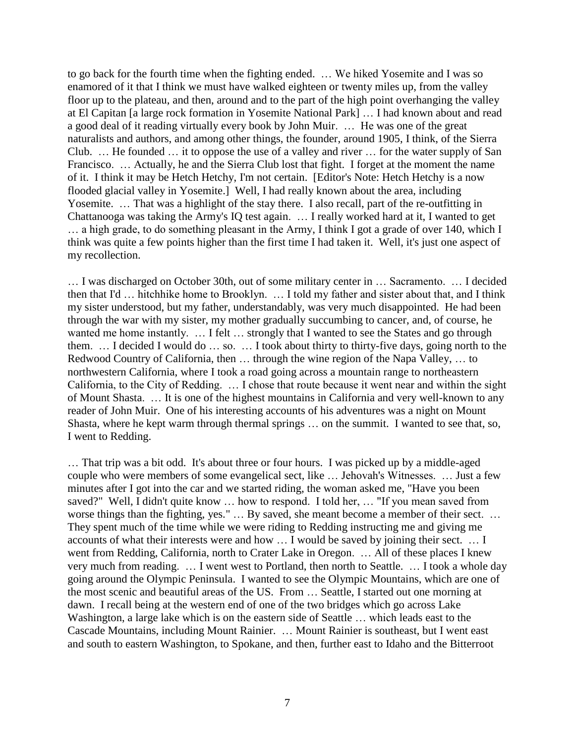to go back for the fourth time when the fighting ended. … We hiked Yosemite and I was so enamored of it that I think we must have walked eighteen or twenty miles up, from the valley floor up to the plateau, and then, around and to the part of the high point overhanging the valley at El Capitan [a large rock formation in Yosemite National Park] … I had known about and read a good deal of it reading virtually every book by John Muir. … He was one of the great naturalists and authors, and among other things, the founder, around 1905, I think, of the Sierra Club. … He founded … it to oppose the use of a valley and river … for the water supply of San Francisco. … Actually, he and the Sierra Club lost that fight. I forget at the moment the name of it. I think it may be Hetch Hetchy, I'm not certain. [Editor's Note: Hetch Hetchy is a now flooded glacial valley in Yosemite.] Well, I had really known about the area, including Yosemite. … That was a highlight of the stay there. I also recall, part of the re-outfitting in Chattanooga was taking the Army's IQ test again. … I really worked hard at it, I wanted to get … a high grade, to do something pleasant in the Army, I think I got a grade of over 140, which I think was quite a few points higher than the first time I had taken it. Well, it's just one aspect of my recollection.

… I was discharged on October 30th, out of some military center in … Sacramento. … I decided then that I'd … hitchhike home to Brooklyn. … I told my father and sister about that, and I think my sister understood, but my father, understandably, was very much disappointed. He had been through the war with my sister, my mother gradually succumbing to cancer, and, of course, he wanted me home instantly. … I felt … strongly that I wanted to see the States and go through them. … I decided I would do … so. … I took about thirty to thirty-five days, going north to the Redwood Country of California, then … through the wine region of the Napa Valley, … to northwestern California, where I took a road going across a mountain range to northeastern California, to the City of Redding. … I chose that route because it went near and within the sight of Mount Shasta. … It is one of the highest mountains in California and very well-known to any reader of John Muir. One of his interesting accounts of his adventures was a night on Mount Shasta, where he kept warm through thermal springs … on the summit. I wanted to see that, so, I went to Redding.

… That trip was a bit odd. It's about three or four hours. I was picked up by a middle-aged couple who were members of some evangelical sect, like … Jehovah's Witnesses. … Just a few minutes after I got into the car and we started riding, the woman asked me, "Have you been saved?" Well, I didn't quite know … how to respond. I told her, … "If you mean saved from worse things than the fighting, yes." … By saved, she meant become a member of their sect. … They spent much of the time while we were riding to Redding instructing me and giving me accounts of what their interests were and how … I would be saved by joining their sect. … I went from Redding, California, north to Crater Lake in Oregon. … All of these places I knew very much from reading. … I went west to Portland, then north to Seattle. … I took a whole day going around the Olympic Peninsula. I wanted to see the Olympic Mountains, which are one of the most scenic and beautiful areas of the US. From … Seattle, I started out one morning at dawn. I recall being at the western end of one of the two bridges which go across Lake Washington, a large lake which is on the eastern side of Seattle … which leads east to the Cascade Mountains, including Mount Rainier. … Mount Rainier is southeast, but I went east and south to eastern Washington, to Spokane, and then, further east to Idaho and the Bitterroot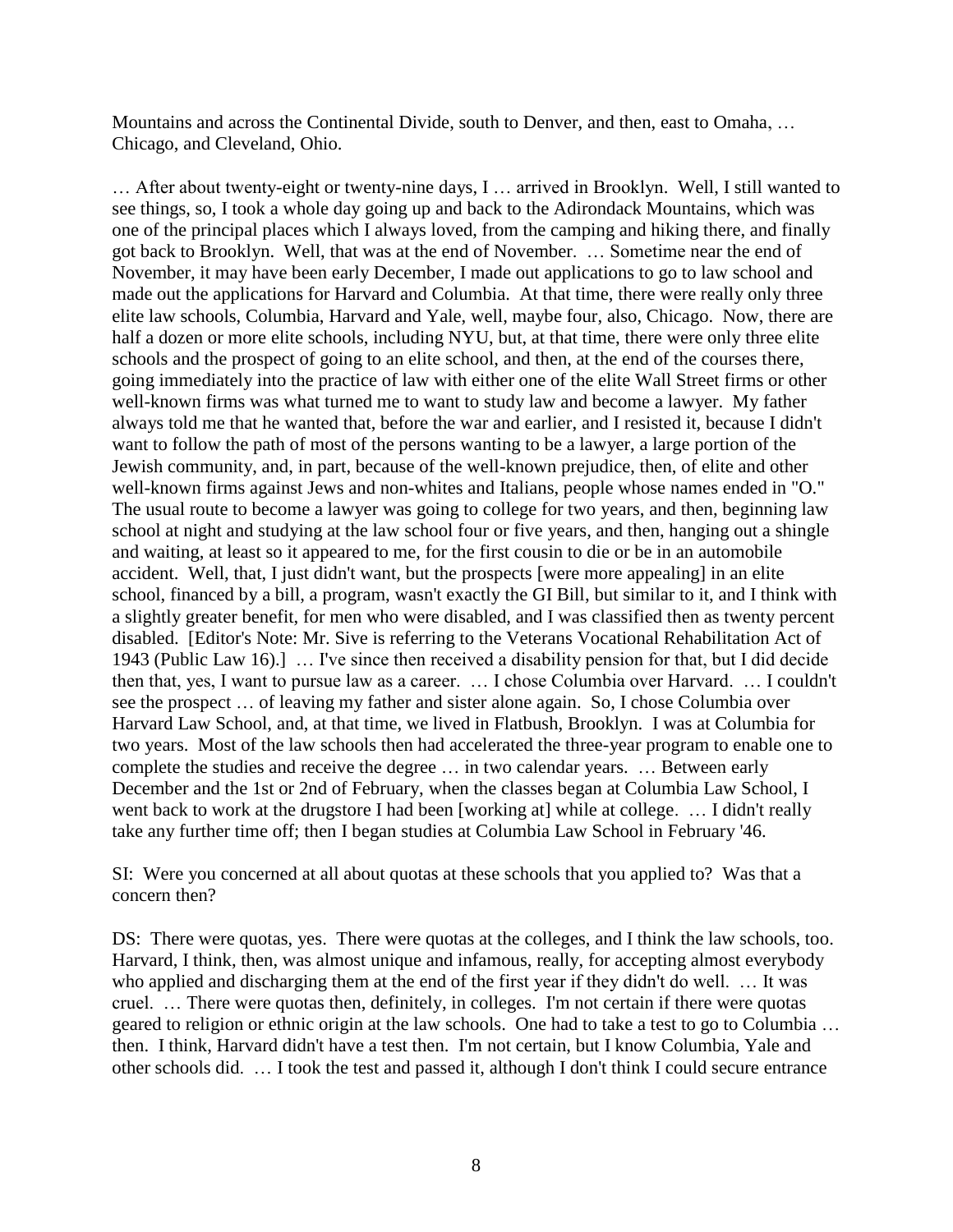Mountains and across the Continental Divide, south to Denver, and then, east to Omaha, … Chicago, and Cleveland, Ohio.

… After about twenty-eight or twenty-nine days, I … arrived in Brooklyn. Well, I still wanted to see things, so, I took a whole day going up and back to the Adirondack Mountains, which was one of the principal places which I always loved, from the camping and hiking there, and finally got back to Brooklyn. Well, that was at the end of November. … Sometime near the end of November, it may have been early December, I made out applications to go to law school and made out the applications for Harvard and Columbia. At that time, there were really only three elite law schools, Columbia, Harvard and Yale, well, maybe four, also, Chicago. Now, there are half a dozen or more elite schools, including NYU, but, at that time, there were only three elite schools and the prospect of going to an elite school, and then, at the end of the courses there, going immediately into the practice of law with either one of the elite Wall Street firms or other well-known firms was what turned me to want to study law and become a lawyer. My father always told me that he wanted that, before the war and earlier, and I resisted it, because I didn't want to follow the path of most of the persons wanting to be a lawyer, a large portion of the Jewish community, and, in part, because of the well-known prejudice, then, of elite and other well-known firms against Jews and non-whites and Italians, people whose names ended in "O." The usual route to become a lawyer was going to college for two years, and then, beginning law school at night and studying at the law school four or five years, and then, hanging out a shingle and waiting, at least so it appeared to me, for the first cousin to die or be in an automobile accident. Well, that, I just didn't want, but the prospects [were more appealing] in an elite school, financed by a bill, a program, wasn't exactly the GI Bill, but similar to it, and I think with a slightly greater benefit, for men who were disabled, and I was classified then as twenty percent disabled. [Editor's Note: Mr. Sive is referring to the Veterans Vocational Rehabilitation Act of 1943 (Public Law 16).] … I've since then received a disability pension for that, but I did decide then that, yes, I want to pursue law as a career. … I chose Columbia over Harvard. … I couldn't see the prospect … of leaving my father and sister alone again. So, I chose Columbia over Harvard Law School, and, at that time, we lived in Flatbush, Brooklyn. I was at Columbia for two years. Most of the law schools then had accelerated the three-year program to enable one to complete the studies and receive the degree … in two calendar years. … Between early December and the 1st or 2nd of February, when the classes began at Columbia Law School, I went back to work at the drugstore I had been [working at] while at college. … I didn't really take any further time off; then I began studies at Columbia Law School in February '46.

SI: Were you concerned at all about quotas at these schools that you applied to? Was that a concern then?

DS: There were quotas, yes. There were quotas at the colleges, and I think the law schools, too. Harvard, I think, then, was almost unique and infamous, really, for accepting almost everybody who applied and discharging them at the end of the first year if they didn't do well. … It was cruel. … There were quotas then, definitely, in colleges. I'm not certain if there were quotas geared to religion or ethnic origin at the law schools. One had to take a test to go to Columbia … then. I think, Harvard didn't have a test then. I'm not certain, but I know Columbia, Yale and other schools did. … I took the test and passed it, although I don't think I could secure entrance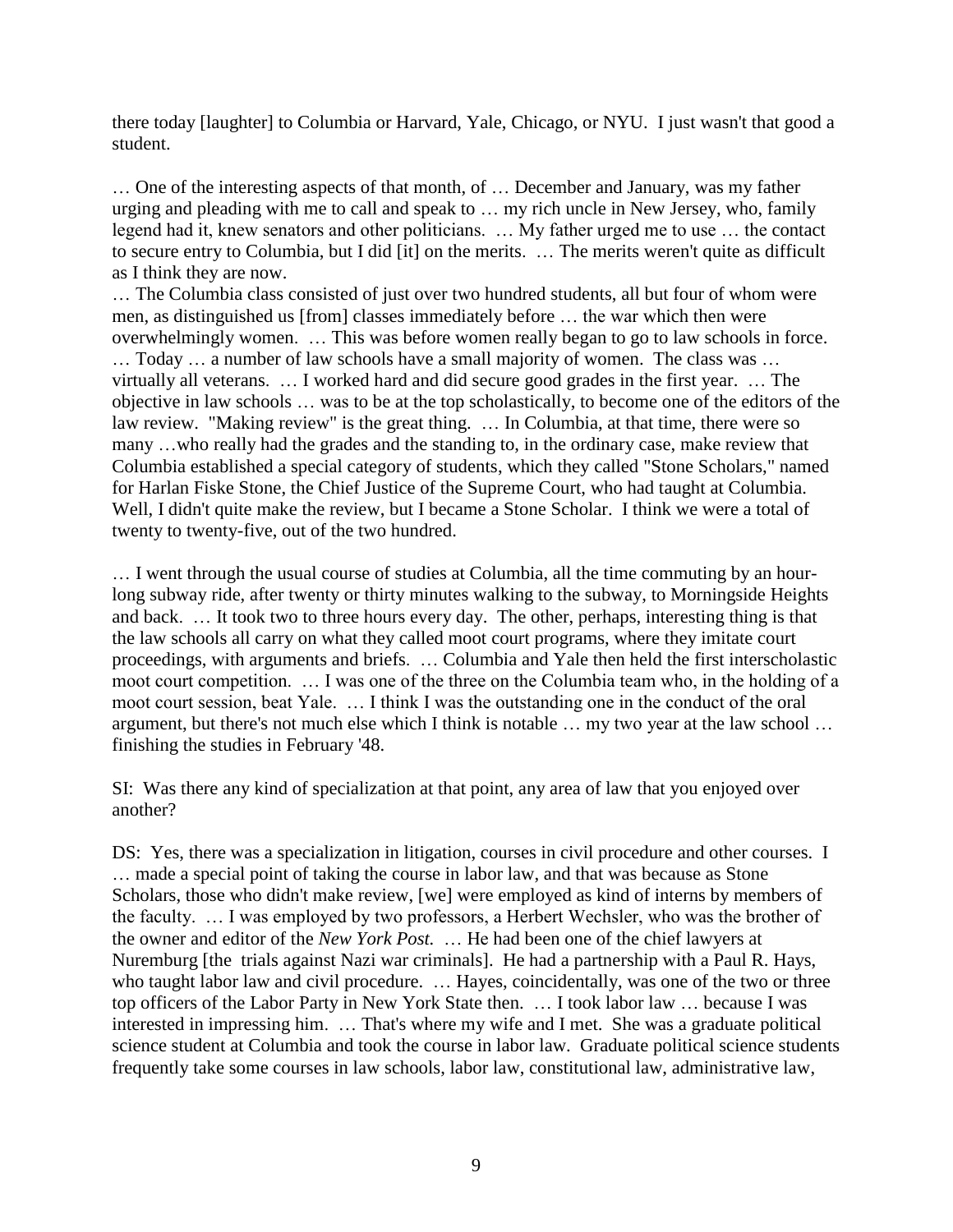there today [laughter] to Columbia or Harvard, Yale, Chicago, or NYU. I just wasn't that good a student.

… One of the interesting aspects of that month, of … December and January, was my father urging and pleading with me to call and speak to … my rich uncle in New Jersey, who, family legend had it, knew senators and other politicians. … My father urged me to use … the contact to secure entry to Columbia, but I did [it] on the merits. … The merits weren't quite as difficult as I think they are now.

… The Columbia class consisted of just over two hundred students, all but four of whom were men, as distinguished us [from] classes immediately before … the war which then were overwhelmingly women. … This was before women really began to go to law schools in force. … Today … a number of law schools have a small majority of women. The class was … virtually all veterans. … I worked hard and did secure good grades in the first year. … The objective in law schools … was to be at the top scholastically, to become one of the editors of the law review. "Making review" is the great thing. … In Columbia, at that time, there were so many …who really had the grades and the standing to, in the ordinary case, make review that Columbia established a special category of students, which they called "Stone Scholars," named for Harlan Fiske Stone, the Chief Justice of the Supreme Court, who had taught at Columbia. Well, I didn't quite make the review, but I became a Stone Scholar. I think we were a total of twenty to twenty-five, out of the two hundred.

… I went through the usual course of studies at Columbia, all the time commuting by an hour-long subway ride, after twenty or thirty minutes walking to the subway, to Morningside Heights and back. … It took two to three hours every day. The other, perhaps, interesting thing is that the law schools all carry on what they called moot court programs, where they imitate court proceedings, with arguments and briefs. … Columbia and Yale then held the first interscholastic moot court competition. … I was one of the three on the Columbia team who, in the holding of a moot court session, beat Yale. … I think I was the outstanding one in the conduct of the oral argument, but there's not much else which I think is notable … my two year at the law school … finishing the studies in February '48.

SI: Was there any kind of specialization at that point, any area of law that you enjoyed over another?

DS: Yes, there was a specialization in litigation, courses in civil procedure and other courses. I … made a special point of taking the course in labor law, and that was because as Stone Scholars, those who didn't make review, [we] were employed as kind of interns by members of the faculty. … I was employed by two professors, a Herbert Wechsler, who was the brother of the owner and editor of the *New York Post.* … He had been one of the chief lawyers at Nuremburg [the trials against Nazi war criminals]. He had a partnership with a Paul R. Hays, who taught labor law and civil procedure. … Hayes, coincidentally, was one of the two or three top officers of the Labor Party in New York State then. … I took labor law … because I was interested in impressing him. … That's where my wife and I met. She was a graduate political science student at Columbia and took the course in labor law. Graduate political science students frequently take some courses in law schools, labor law, constitutional law, administrative law,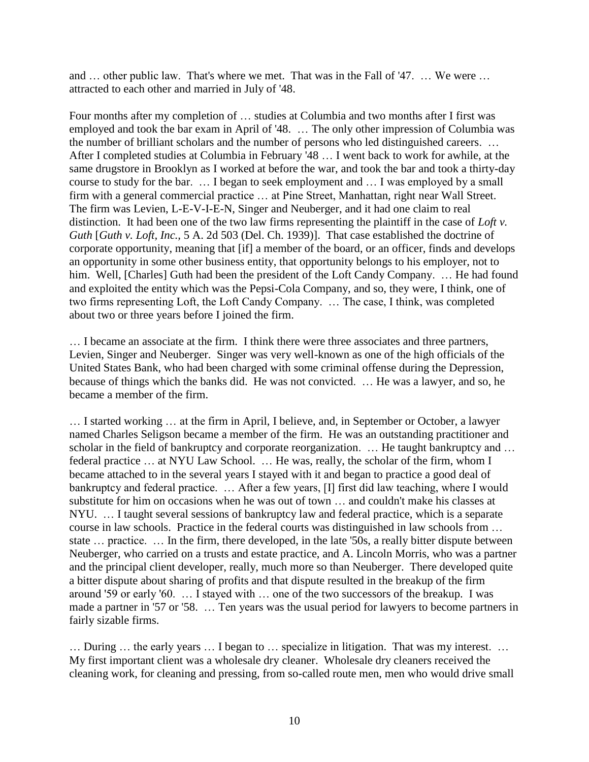and … other public law. That's where we met. That was in the Fall of '47. … We were … attracted to each other and married in July of '48.

Four months after my completion of … studies at Columbia and two months after I first was employed and took the bar exam in April of '48. … The only other impression of Columbia was the number of brilliant scholars and the number of persons who led distinguished careers. … After I completed studies at Columbia in February '48 … I went back to work for awhile, at the same drugstore in Brooklyn as I worked at before the war, and took the bar and took a thirty-day course to study for the bar. … I began to seek employment and … I was employed by a small firm with a general commercial practice … at Pine Street, Manhattan, right near Wall Street. The firm was Levien, L-E-V-I-E-N, Singer and Neuberger, and it had one claim to real distinction. It had been one of the two law firms representing the plaintiff in the case of *Loft v. Guth* [*Guth v. Loft, Inc.*, 5 A. 2d 503 (Del. Ch. 1939)]. That case established the doctrine of corporate opportunity, meaning that [if] a member of the board, or an officer, finds and develops an opportunity in some other business entity, that opportunity belongs to his employer, not to him. Well, [Charles] Guth had been the president of the Loft Candy Company. … He had found and exploited the entity which was the Pepsi-Cola Company, and so, they were, I think, one of two firms representing Loft, the Loft Candy Company. … The case, I think, was completed about two or three years before I joined the firm.

… I became an associate at the firm. I think there were three associates and three partners, Levien, Singer and Neuberger. Singer was very well-known as one of the high officials of the United States Bank, who had been charged with some criminal offense during the Depression, because of things which the banks did. He was not convicted. … He was a lawyer, and so, he became a member of the firm.

… I started working … at the firm in April, I believe, and, in September or October, a lawyer named Charles Seligson became a member of the firm. He was an outstanding practitioner and scholar in the field of bankruptcy and corporate reorganization. … He taught bankruptcy and … federal practice … at NYU Law School. … He was, really, the scholar of the firm, whom I became attached to in the several years I stayed with it and began to practice a good deal of bankruptcy and federal practice. … After a few years, [I] first did law teaching, where I would substitute for him on occasions when he was out of town … and couldn't make his classes at NYU. … I taught several sessions of bankruptcy law and federal practice, which is a separate course in law schools. Practice in the federal courts was distinguished in law schools from … state … practice. … In the firm, there developed, in the late '50s, a really bitter dispute between Neuberger, who carried on a trusts and estate practice, and A. Lincoln Morris, who was a partner and the principal client developer, really, much more so than Neuberger. There developed quite a bitter dispute about sharing of profits and that dispute resulted in the breakup of the firm around '59 or early '60. … I stayed with … one of the two successors of the breakup. I was made a partner in '57 or '58. … Ten years was the usual period for lawyers to become partners in fairly sizable firms.

… During … the early years … I began to … specialize in litigation. That was my interest. … My first important client was a wholesale dry cleaner. Wholesale dry cleaners received the cleaning work, for cleaning and pressing, from so-called route men, men who would drive small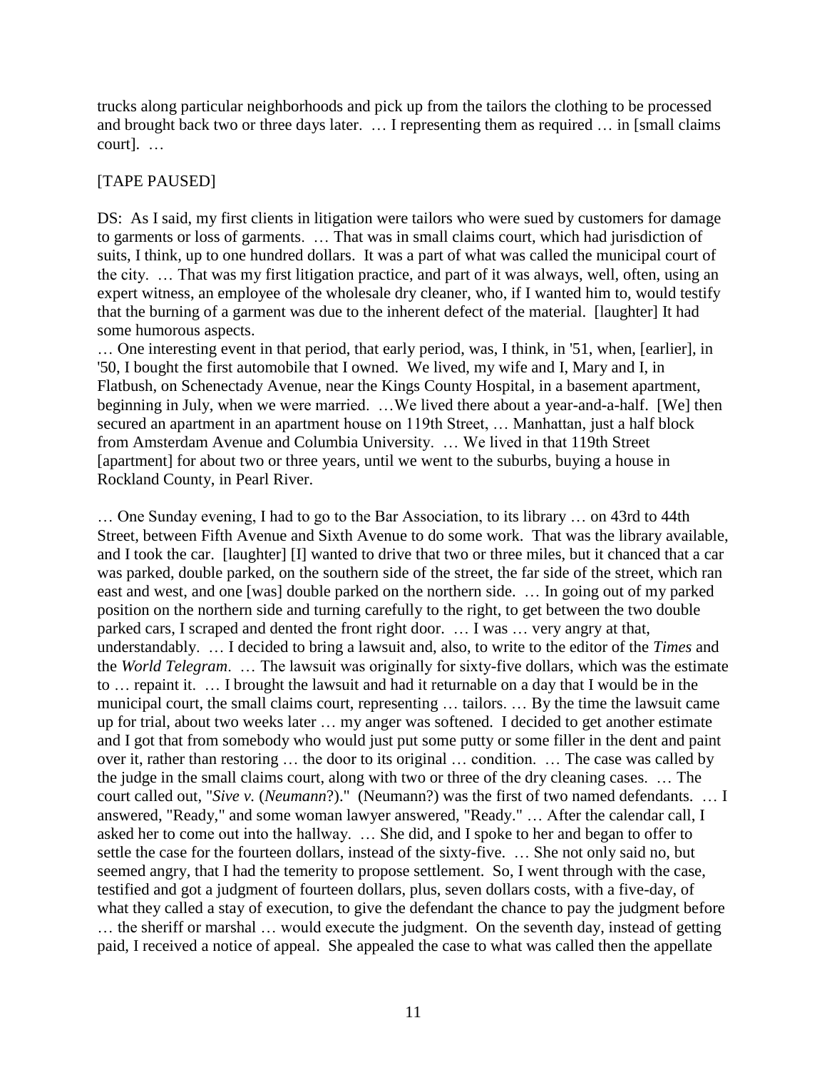trucks along particular neighborhoods and pick up from the tailors the clothing to be processed and brought back two or three days later. … I representing them as required … in [small claims court]. …

[TAPE PAUSED]

DS: As I said, my first clients in litigation were tailors who were sued by customers for damage to garments or loss of garments. … That was in small claims court, which had jurisdiction of suits, I think, up to one hundred dollars. It was a part of what was called the municipal court of the city. … That was my first litigation practice, and part of it was always, well, often, using an expert witness, an employee of the wholesale dry cleaner, who, if I wanted him to, would testify that the burning of a garment was due to the inherent defect of the material. [laughter] It had some humorous aspects.

… One interesting event in that period, that early period, was, I think, in '51, when, [earlier], in '50, I bought the first automobile that I owned. We lived, my wife and I, Mary and I, in Flatbush, on Schenectady Avenue, near the Kings County Hospital, in a basement apartment, beginning in July, when we were married. …We lived there about a year-and-a-half. [We] then secured an apartment in an apartment house on 119th Street, … Manhattan, just a half block from Amsterdam Avenue and Columbia University. … We lived in that 119th Street [apartment] for about two or three years, until we went to the suburbs, buying a house in Rockland County, in Pearl River.

… One Sunday evening, I had to go to the Bar Association, to its library … on 43rd to 44th Street, between Fifth Avenue and Sixth Avenue to do some work. That was the library available, and I took the car. [laughter] [I] wanted to drive that two or three miles, but it chanced that a car was parked, double parked, on the southern side of the street, the far side of the street, which ran east and west, and one [was] double parked on the northern side. … In going out of my parked position on the northern side and turning carefully to the right, to get between the two double parked cars, I scraped and dented the front right door. … I was … very angry at that, understandably. … I decided to bring a lawsuit and, also, to write to the editor of the *Times* and the *World Telegram*. … The lawsuit was originally for sixty-five dollars, which was the estimate to … repaint it. … I brought the lawsuit and had it returnable on a day that I would be in the municipal court, the small claims court, representing … tailors. … By the time the lawsuit came up for trial, about two weeks later … my anger was softened. I decided to get another estimate and I got that from somebody who would just put some putty or some filler in the dent and paint over it, rather than restoring … the door to its original … condition. … The case was called by the judge in the small claims court, along with two or three of the dry cleaning cases. … The court called out, "*Sive v.* (*Neumann*?)." (Neumann?) was the first of two named defendants. … I answered, "Ready," and some woman lawyer answered, "Ready." … After the calendar call, I asked her to come out into the hallway. … She did, and I spoke to her and began to offer to settle the case for the fourteen dollars, instead of the sixty-five. … She not only said no, but seemed angry, that I had the temerity to propose settlement. So, I went through with the case, testified and got a judgment of fourteen dollars, plus, seven dollars costs, with a five-day, of what they called a stay of execution, to give the defendant the chance to pay the judgment before … the sheriff or marshal … would execute the judgment. On the seventh day, instead of getting paid, I received a notice of appeal. She appealed the case to what was called then the appellate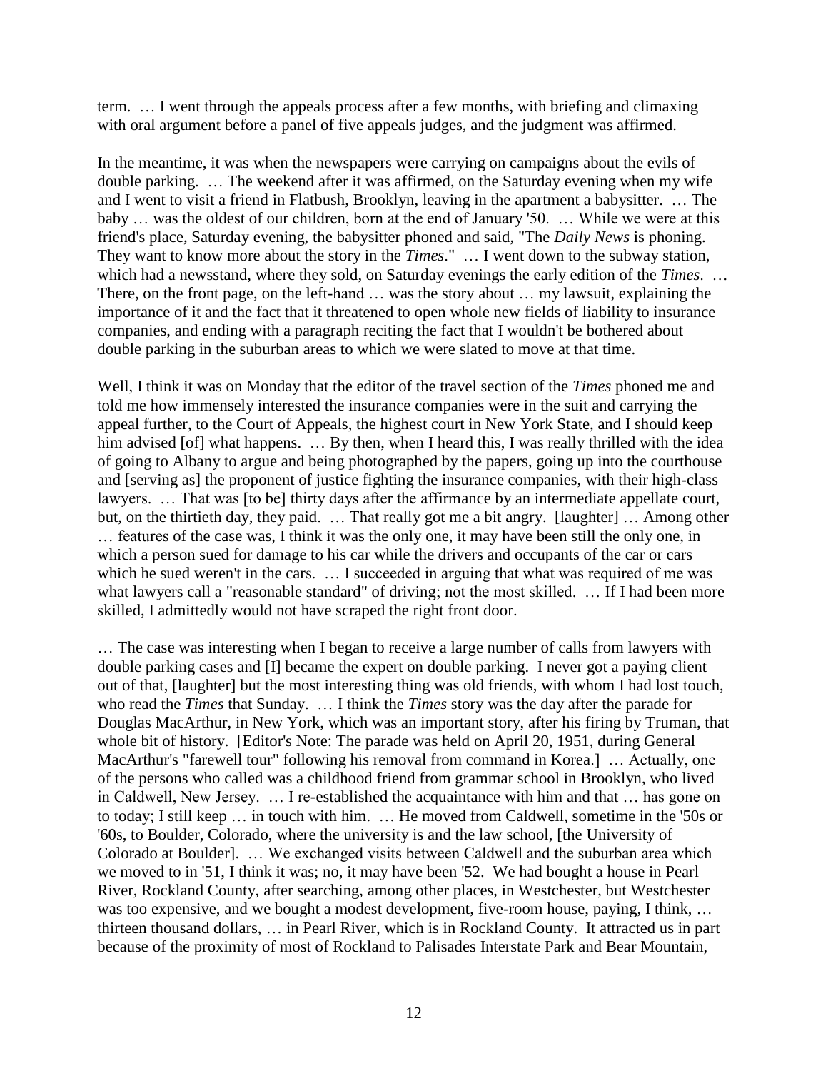term. … I went through the appeals process after a few months, with briefing and climaxing with oral argument before a panel of five appeals judges, and the judgment was affirmed.

In the meantime, it was when the newspapers were carrying on campaigns about the evils of double parking. … The weekend after it was affirmed, on the Saturday evening when my wife and I went to visit a friend in Flatbush, Brooklyn, leaving in the apartment a babysitter. … The baby … was the oldest of our children, born at the end of January '50. … While we were at this friend's place, Saturday evening, the babysitter phoned and said, "The *Daily News* is phoning. They want to know more about the story in the *Times*." … I went down to the subway station, which had a newsstand, where they sold, on Saturday evenings the early edition of the *Times*. … There, on the front page, on the left-hand … was the story about … my lawsuit, explaining the importance of it and the fact that it threatened to open whole new fields of liability to insurance companies, and ending with a paragraph reciting the fact that I wouldn't be bothered about double parking in the suburban areas to which we were slated to move at that time.

Well, I think it was on Monday that the editor of the travel section of the *Times* phoned me and told me how immensely interested the insurance companies were in the suit and carrying the appeal further, to the Court of Appeals, the highest court in New York State, and I should keep him advised [of] what happens. … By then, when I heard this, I was really thrilled with the idea of going to Albany to argue and being photographed by the papers, going up into the courthouse and [serving as] the proponent of justice fighting the insurance companies, with their high-class lawyers. … That was [to be] thirty days after the affirmance by an intermediate appellate court, but, on the thirtieth day, they paid. … That really got me a bit angry. [laughter] … Among other … features of the case was, I think it was the only one, it may have been still the only one, in which a person sued for damage to his car while the drivers and occupants of the car or cars which he sued weren't in the cars. … I succeeded in arguing that what was required of me was what lawyers call a "reasonable standard" of driving; not the most skilled. … If I had been more skilled, I admittedly would not have scraped the right front door.

… The case was interesting when I began to receive a large number of calls from lawyers with double parking cases and [I] became the expert on double parking. I never got a paying client out of that, [laughter] but the most interesting thing was old friends, with whom I had lost touch, who read the *Times* that Sunday. … I think the *Times* story was the day after the parade for Douglas MacArthur, in New York, which was an important story, after his firing by Truman, that whole bit of history. [Editor's Note: The parade was held on April 20, 1951, during General MacArthur's "farewell tour" following his removal from command in Korea.] … Actually, one of the persons who called was a childhood friend from grammar school in Brooklyn, who lived in Caldwell, New Jersey. … I re-established the acquaintance with him and that … has gone on to today; I still keep … in touch with him. … He moved from Caldwell, sometime in the '50s or '60s, to Boulder, Colorado, where the university is and the law school, [the University of Colorado at Boulder]. … We exchanged visits between Caldwell and the suburban area which we moved to in '51, I think it was; no, it may have been '52. We had bought a house in Pearl River, Rockland County, after searching, among other places, in Westchester, but Westchester was too expensive, and we bought a modest development, five-room house, paying, I think, … thirteen thousand dollars, … in Pearl River, which is in Rockland County. It attracted us in part because of the proximity of most of Rockland to Palisades Interstate Park and Bear Mountain,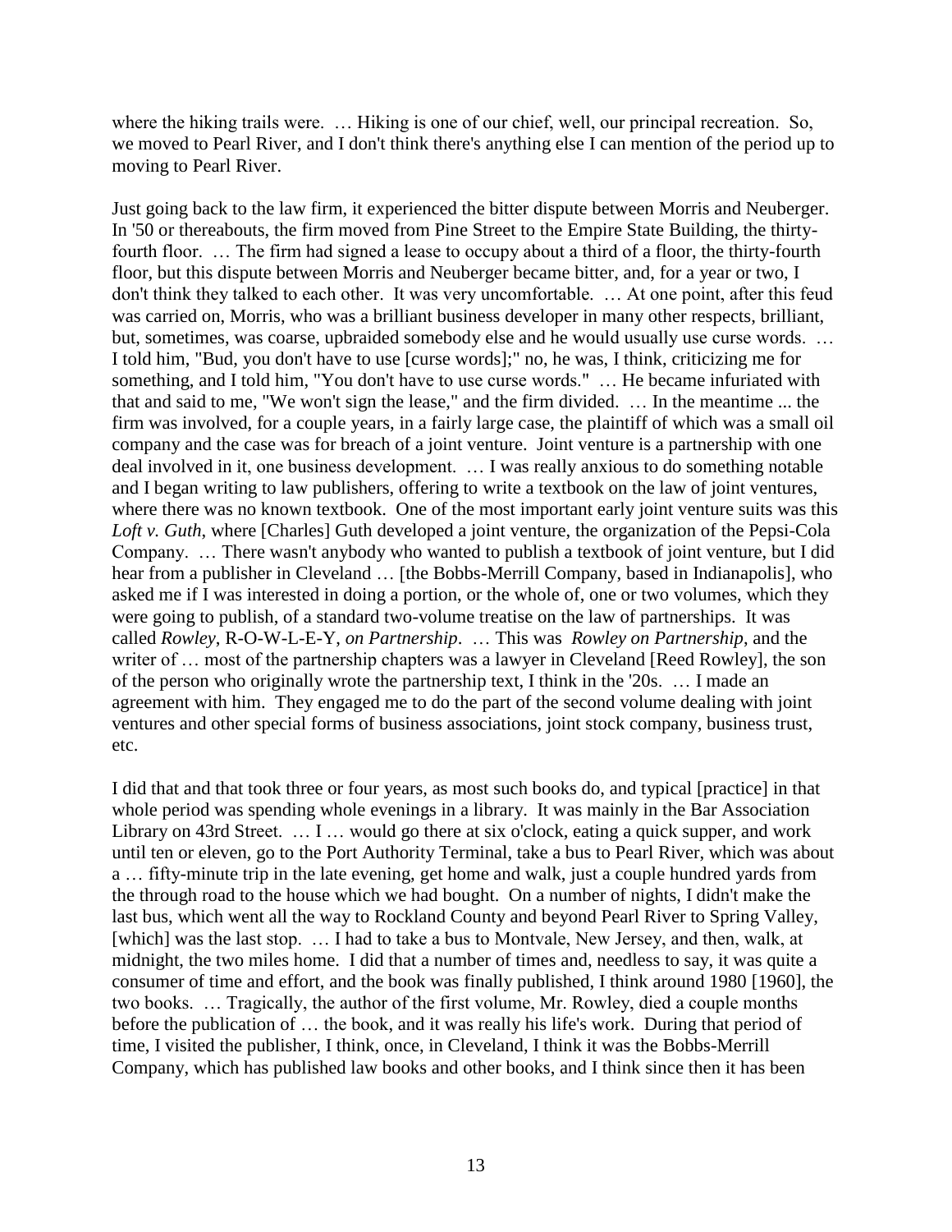where the hiking trails were. … Hiking is one of our chief, well, our principal recreation. So, we moved to Pearl River, and I don't think there's anything else I can mention of the period up to moving to Pearl River.

Just going back to the law firm, it experienced the bitter dispute between Morris and Neuberger. In '50 or thereabouts, the firm moved from Pine Street to the Empire State Building, the thirty-fourth floor. … The firm had signed a lease to occupy about a third of a floor, the thirty-fourth floor, but this dispute between Morris and Neuberger became bitter, and, for a year or two, I don't think they talked to each other. It was very uncomfortable. … At one point, after this feud was carried on, Morris, who was a brilliant business developer in many other respects, brilliant, but, sometimes, was coarse, upbraided somebody else and he would usually use curse words. … I told him, "Bud, you don't have to use [curse words];" no, he was, I think, criticizing me for something, and I told him, "You don't have to use curse words." … He became infuriated with that and said to me, "We won't sign the lease," and the firm divided. … In the meantime ... the firm was involved, for a couple years, in a fairly large case, the plaintiff of which was a small oil company and the case was for breach of a joint venture. Joint venture is a partnership with one deal involved in it, one business development. … I was really anxious to do something notable and I began writing to law publishers, offering to write a textbook on the law of joint ventures, where there was no known textbook. One of the most important early joint venture suits was this *Loft v. Guth*, where [Charles] Guth developed a joint venture, the organization of the Pepsi-Cola Company. … There wasn't anybody who wanted to publish a textbook of joint venture, but I did hear from a publisher in Cleveland … [the Bobbs-Merrill Company, based in Indianapolis], who asked me if I was interested in doing a portion, or the whole of, one or two volumes, which they were going to publish, of a standard two-volume treatise on the law of partnerships. It was called *Rowley*, R-O-W-L-E-Y, *on Partnership*. … This was *Rowley on Partnership*, and the writer of … most of the partnership chapters was a lawyer in Cleveland [Reed Rowley], the son of the person who originally wrote the partnership text, I think in the '20s. … I made an agreement with him. They engaged me to do the part of the second volume dealing with joint ventures and other special forms of business associations, joint stock company, business trust, etc.

I did that and that took three or four years, as most such books do, and typical [practice] in that whole period was spending whole evenings in a library. It was mainly in the Bar Association Library on 43rd Street. … I … would go there at six o'clock, eating a quick supper, and work until ten or eleven, go to the Port Authority Terminal, take a bus to Pearl River, which was about a … fifty-minute trip in the late evening, get home and walk, just a couple hundred yards from the through road to the house which we had bought. On a number of nights, I didn't make the last bus, which went all the way to Rockland County and beyond Pearl River to Spring Valley, [which] was the last stop. … I had to take a bus to Montvale, New Jersey, and then, walk, at midnight, the two miles home. I did that a number of times and, needless to say, it was quite a consumer of time and effort, and the book was finally published, I think around 1980 [1960], the two books. … Tragically, the author of the first volume, Mr. Rowley, died a couple months before the publication of … the book, and it was really his life's work. During that period of time, I visited the publisher, I think, once, in Cleveland, I think it was the Bobbs-Merrill Company, which has published law books and other books, and I think since then it has been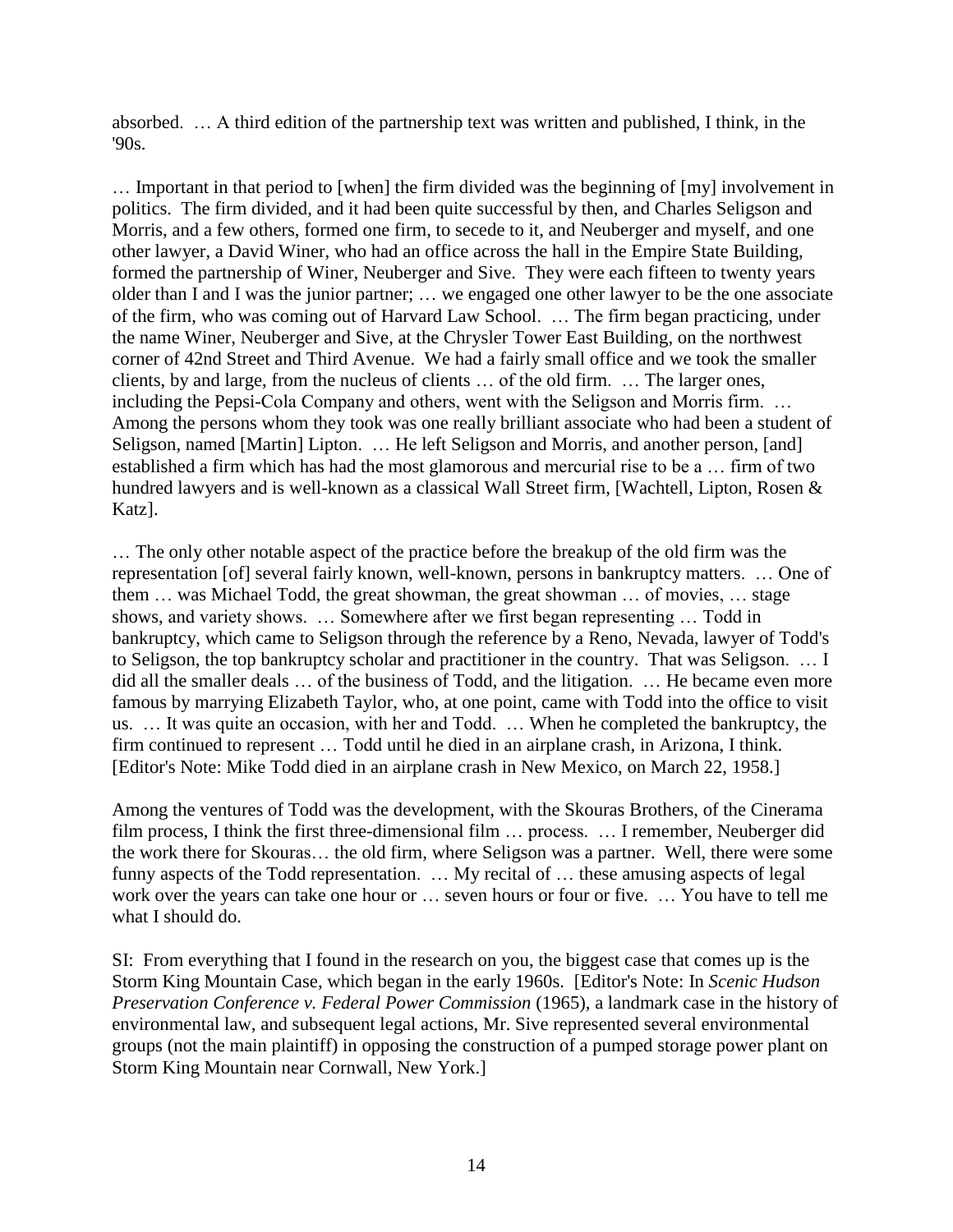absorbed. … A third edition of the partnership text was written and published, I think, in the '90s.

… Important in that period to [when] the firm divided was the beginning of [my] involvement in politics. The firm divided, and it had been quite successful by then, and Charles Seligson and Morris, and a few others, formed one firm, to secede to it, and Neuberger and myself, and one other lawyer, a David Winer, who had an office across the hall in the Empire State Building, formed the partnership of Winer, Neuberger and Sive. They were each fifteen to twenty years older than I and I was the junior partner; … we engaged one other lawyer to be the one associate of the firm, who was coming out of Harvard Law School. … The firm began practicing, under the name Winer, Neuberger and Sive, at the Chrysler Tower East Building, on the northwest corner of 42nd Street and Third Avenue. We had a fairly small office and we took the smaller clients, by and large, from the nucleus of clients … of the old firm. … The larger ones, including the Pepsi-Cola Company and others, went with the Seligson and Morris firm. … Among the persons whom they took was one really brilliant associate who had been a student of Seligson, named [Martin] Lipton. … He left Seligson and Morris, and another person, [and] established a firm which has had the most glamorous and mercurial rise to be a … firm of two hundred lawyers and is well-known as a classical Wall Street firm, [Wachtell, Lipton, Rosen & Katz].

… The only other notable aspect of the practice before the breakup of the old firm was the representation [of] several fairly known, well-known, persons in bankruptcy matters. … One of them … was Michael Todd, the great showman, the great showman … of movies, … stage shows, and variety shows. … Somewhere after we first began representing … Todd in bankruptcy, which came to Seligson through the reference by a Reno, Nevada, lawyer of Todd's to Seligson, the top bankruptcy scholar and practitioner in the country. That was Seligson. … I did all the smaller deals … of the business of Todd, and the litigation. … He became even more famous by marrying Elizabeth Taylor, who, at one point, came with Todd into the office to visit us. … It was quite an occasion, with her and Todd. … When he completed the bankruptcy, the firm continued to represent … Todd until he died in an airplane crash, in Arizona, I think. [Editor's Note: Mike Todd died in an airplane crash in New Mexico, on March 22, 1958.]

Among the ventures of Todd was the development, with the Skouras Brothers, of the Cinerama film process, I think the first three-dimensional film … process. … I remember, Neuberger did the work there for Skouras… the old firm, where Seligson was a partner. Well, there were some funny aspects of the Todd representation. … My recital of … these amusing aspects of legal work over the years can take one hour or … seven hours or four or five. … You have to tell me what I should do.

SI: From everything that I found in the research on you, the biggest case that comes up is the Storm King Mountain Case, which began in the early 1960s. [Editor's Note: In *Scenic Hudson Preservation Conference v. Federal Power Commission* (1965), a landmark case in the history of environmental law, and subsequent legal actions, Mr. Sive represented several environmental groups (not the main plaintiff) in opposing the construction of a pumped storage power plant on Storm King Mountain near Cornwall, New York.]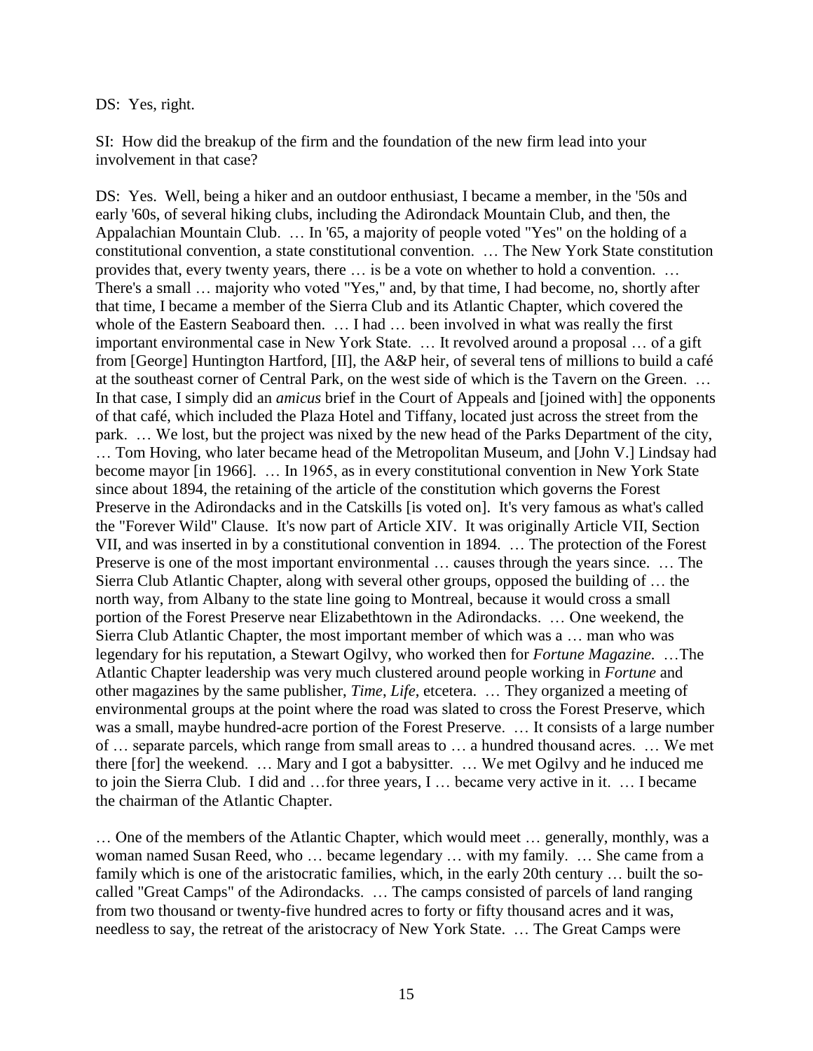DS: Yes, right.

SI: How did the breakup of the firm and the foundation of the new firm lead into your involvement in that case?

DS: Yes. Well, being a hiker and an outdoor enthusiast, I became a member, in the '50s and early '60s, of several hiking clubs, including the Adirondack Mountain Club, and then, the Appalachian Mountain Club. … In '65, a majority of people voted "Yes" on the holding of a constitutional convention, a state constitutional convention. … The New York State constitution provides that, every twenty years, there … is be a vote on whether to hold a convention. … There's a small … majority who voted "Yes," and, by that time, I had become, no, shortly after that time, I became a member of the Sierra Club and its Atlantic Chapter, which covered the whole of the Eastern Seaboard then. … I had … been involved in what was really the first important environmental case in New York State. … It revolved around a proposal … of a gift from [George] Huntington Hartford, [II], the A&P heir, of several tens of millions to build a café at the southeast corner of Central Park, on the west side of which is the Tavern on the Green. … In that case, I simply did an *amicus* brief in the Court of Appeals and [joined with] the opponents of that café, which included the Plaza Hotel and Tiffany, located just across the street from the park. … We lost, but the project was nixed by the new head of the Parks Department of the city, … Tom Hoving, who later became head of the Metropolitan Museum, and [John V.] Lindsay had become mayor [in 1966]. … In 1965, as in every constitutional convention in New York State since about 1894, the retaining of the article of the constitution which governs the Forest Preserve in the Adirondacks and in the Catskills [is voted on]. It's very famous as what's called the "Forever Wild" Clause. It's now part of Article XIV. It was originally Article VII, Section VII, and was inserted in by a constitutional convention in 1894. … The protection of the Forest Preserve is one of the most important environmental … causes through the years since. … The Sierra Club Atlantic Chapter, along with several other groups, opposed the building of … the north way, from Albany to the state line going to Montreal, because it would cross a small portion of the Forest Preserve near Elizabethtown in the Adirondacks. … One weekend, the Sierra Club Atlantic Chapter, the most important member of which was a … man who was legendary for his reputation, a Stewart Ogilvy, who worked then for *Fortune Magazine*. …The Atlantic Chapter leadership was very much clustered around people working in *Fortune* and other magazines by the same publisher, *Time*, *Life*, etcetera. … They organized a meeting of environmental groups at the point where the road was slated to cross the Forest Preserve, which was a small, maybe hundred-acre portion of the Forest Preserve. … It consists of a large number of … separate parcels, which range from small areas to … a hundred thousand acres. … We met there [for] the weekend. … Mary and I got a babysitter. … We met Ogilvy and he induced me to join the Sierra Club. I did and …for three years, I … became very active in it. … I became the chairman of the Atlantic Chapter.

… One of the members of the Atlantic Chapter, which would meet … generally, monthly, was a woman named Susan Reed, who … became legendary … with my family. … She came from a family which is one of the aristocratic families, which, in the early 20th century … built the so-called "Great Camps" of the Adirondacks. … The camps consisted of parcels of land ranging from two thousand or twenty-five hundred acres to forty or fifty thousand acres and it was, needless to say, the retreat of the aristocracy of New York State. … The Great Camps were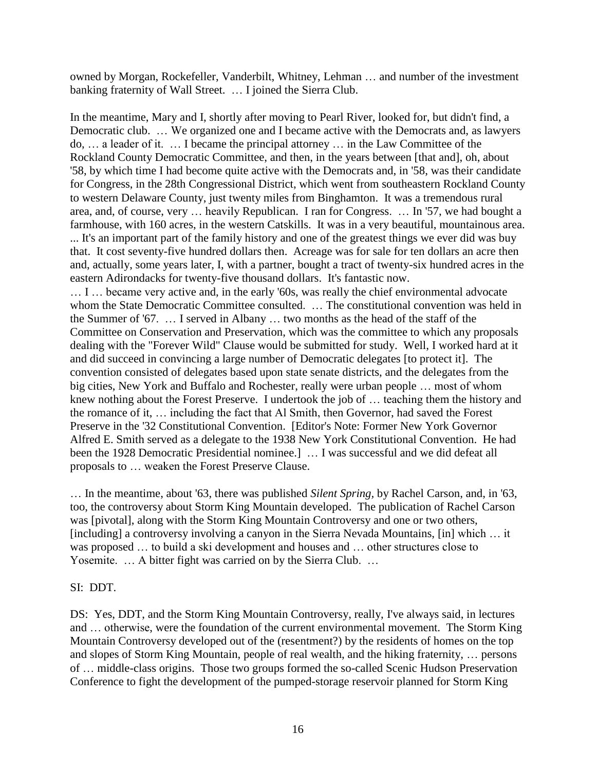owned by Morgan, Rockefeller, Vanderbilt, Whitney, Lehman … and number of the investment banking fraternity of Wall Street. … I joined the Sierra Club.

In the meantime, Mary and I, shortly after moving to Pearl River, looked for, but didn't find, a Democratic club. … We organized one and I became active with the Democrats and, as lawyers do, … a leader of it. … I became the principal attorney … in the Law Committee of the Rockland County Democratic Committee, and then, in the years between [that and], oh, about '58, by which time I had become quite active with the Democrats and, in '58, was their candidate for Congress, in the 28th Congressional District, which went from southeastern Rockland County to western Delaware County, just twenty miles from Binghamton. It was a tremendous rural area, and, of course, very … heavily Republican. I ran for Congress. … In '57, we had bought a farmhouse, with 160 acres, in the western Catskills. It was in a very beautiful, mountainous area. ... It's an important part of the family history and one of the greatest things we ever did was buy that. It cost seventy-five hundred dollars then. Acreage was for sale for ten dollars an acre then and, actually, some years later, I, with a partner, bought a tract of twenty-six hundred acres in the eastern Adirondacks for twenty-five thousand dollars. It's fantastic now.

… I … became very active and, in the early '60s, was really the chief environmental advocate whom the State Democratic Committee consulted. … The constitutional convention was held in the Summer of '67. … I served in Albany … two months as the head of the staff of the Committee on Conservation and Preservation, which was the committee to which any proposals dealing with the "Forever Wild" Clause would be submitted for study. Well, I worked hard at it and did succeed in convincing a large number of Democratic delegates [to protect it]. The convention consisted of delegates based upon state senate districts, and the delegates from the big cities, New York and Buffalo and Rochester, really were urban people … most of whom knew nothing about the Forest Preserve. I undertook the job of … teaching them the history and the romance of it, … including the fact that Al Smith, then Governor, had saved the Forest Preserve in the '32 Constitutional Convention. [Editor's Note: Former New York Governor Alfred E. Smith served as a delegate to the 1938 New York Constitutional Convention. He had been the 1928 Democratic Presidential nominee.] … I was successful and we did defeat all proposals to … weaken the Forest Preserve Clause.

… In the meantime, about '63, there was published *Silent Spring*, by Rachel Carson, and, in '63, too, the controversy about Storm King Mountain developed. The publication of Rachel Carson was [pivotal], along with the Storm King Mountain Controversy and one or two others, [including] a controversy involving a canyon in the Sierra Nevada Mountains, [in] which … it was proposed … to build a ski development and houses and … other structures close to Yosemite. … A bitter fight was carried on by the Sierra Club. …

SI: DDT.

DS: Yes, DDT, and the Storm King Mountain Controversy, really, I've always said, in lectures and … otherwise, were the foundation of the current environmental movement. The Storm King Mountain Controversy developed out of the (resentment?) by the residents of homes on the top and slopes of Storm King Mountain, people of real wealth, and the hiking fraternity, … persons of … middle-class origins. Those two groups formed the so-called Scenic Hudson Preservation Conference to fight the development of the pumped-storage reservoir planned for Storm King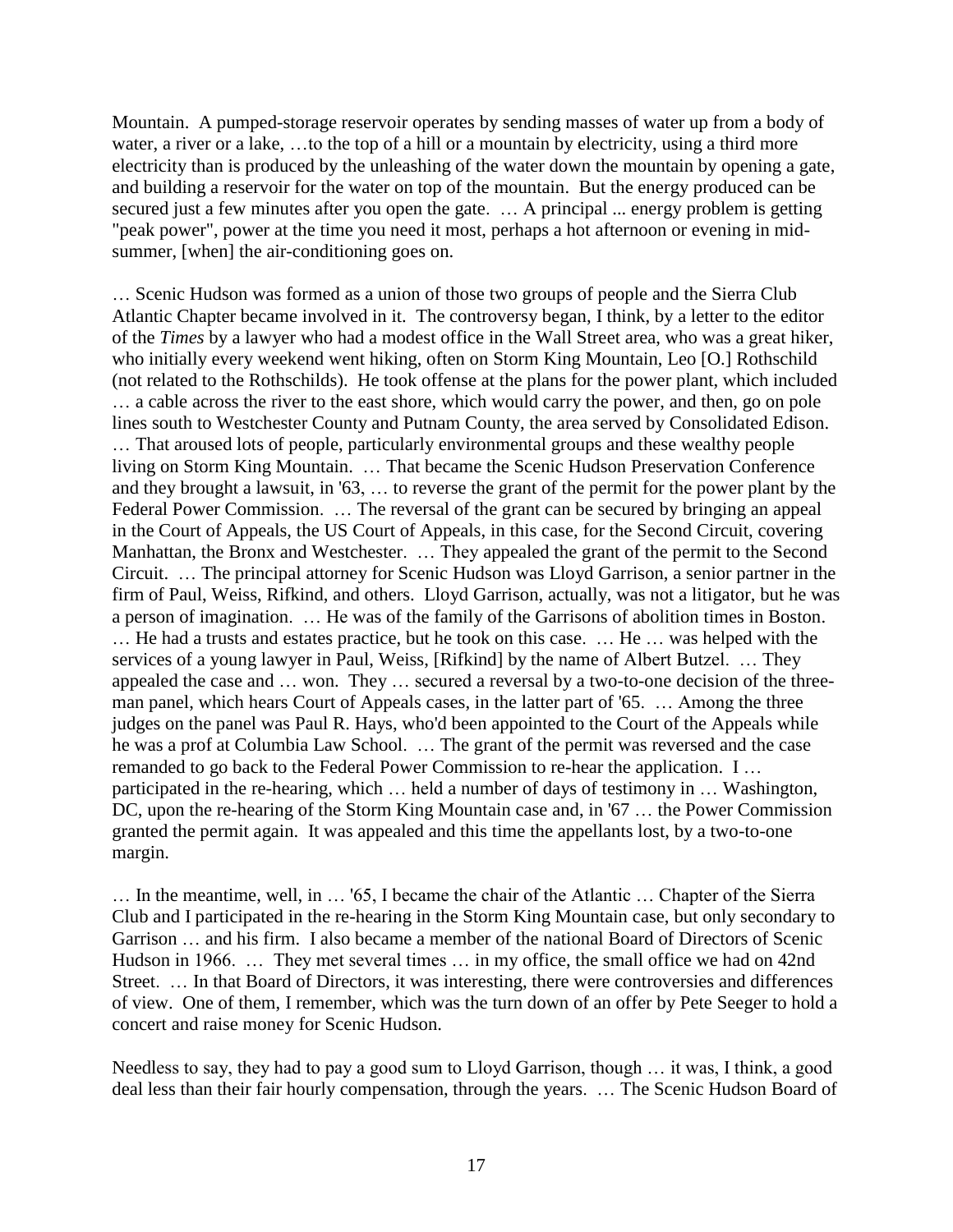Mountain. A pumped-storage reservoir operates by sending masses of water up from a body of water, a river or a lake, …to the top of a hill or a mountain by electricity, using a third more electricity than is produced by the unleashing of the water down the mountain by opening a gate, and building a reservoir for the water on top of the mountain. But the energy produced can be secured just a few minutes after you open the gate. … A principal ... energy problem is getting "peak power", power at the time you need it most, perhaps a hot afternoon or evening in mid-summer, [when] the air-conditioning goes on.

… Scenic Hudson was formed as a union of those two groups of people and the Sierra Club Atlantic Chapter became involved in it. The controversy began, I think, by a letter to the editor of the *Times* by a lawyer who had a modest office in the Wall Street area, who was a great hiker, who initially every weekend went hiking, often on Storm King Mountain, Leo [O.] Rothschild (not related to the Rothschilds). He took offense at the plans for the power plant, which included … a cable across the river to the east shore, which would carry the power, and then, go on pole lines south to Westchester County and Putnam County, the area served by Consolidated Edison. … That aroused lots of people, particularly environmental groups and these wealthy people living on Storm King Mountain. … That became the Scenic Hudson Preservation Conference and they brought a lawsuit, in '63, … to reverse the grant of the permit for the power plant by the Federal Power Commission. … The reversal of the grant can be secured by bringing an appeal in the Court of Appeals, the US Court of Appeals, in this case, for the Second Circuit, covering Manhattan, the Bronx and Westchester. … They appealed the grant of the permit to the Second Circuit. … The principal attorney for Scenic Hudson was Lloyd Garrison, a senior partner in the firm of Paul, Weiss, Rifkind, and others. Lloyd Garrison, actually, was not a litigator, but he was a person of imagination. … He was of the family of the Garrisons of abolition times in Boston. … He had a trusts and estates practice, but he took on this case. … He … was helped with the services of a young lawyer in Paul, Weiss, [Rifkind] by the name of Albert Butzel. … They appealed the case and … won. They … secured a reversal by a two-to-one decision of the three-man panel, which hears Court of Appeals cases, in the latter part of '65. … Among the three judges on the panel was Paul R. Hays, who'd been appointed to the Court of the Appeals while he was a prof at Columbia Law School. … The grant of the permit was reversed and the case remanded to go back to the Federal Power Commission to re-hear the application. I … participated in the re-hearing, which … held a number of days of testimony in … Washington, DC, upon the re-hearing of the Storm King Mountain case and, in '67 … the Power Commission granted the permit again. It was appealed and this time the appellants lost, by a two-to-one margin.

… In the meantime, well, in … '65, I became the chair of the Atlantic … Chapter of the Sierra Club and I participated in the re-hearing in the Storm King Mountain case, but only secondary to Garrison … and his firm. I also became a member of the national Board of Directors of Scenic Hudson in 1966. … They met several times … in my office, the small office we had on 42nd Street. … In that Board of Directors, it was interesting, there were controversies and differences of view. One of them, I remember, which was the turn down of an offer by Pete Seeger to hold a concert and raise money for Scenic Hudson.

Needless to say, they had to pay a good sum to Lloyd Garrison, though … it was, I think, a good deal less than their fair hourly compensation, through the years. … The Scenic Hudson Board of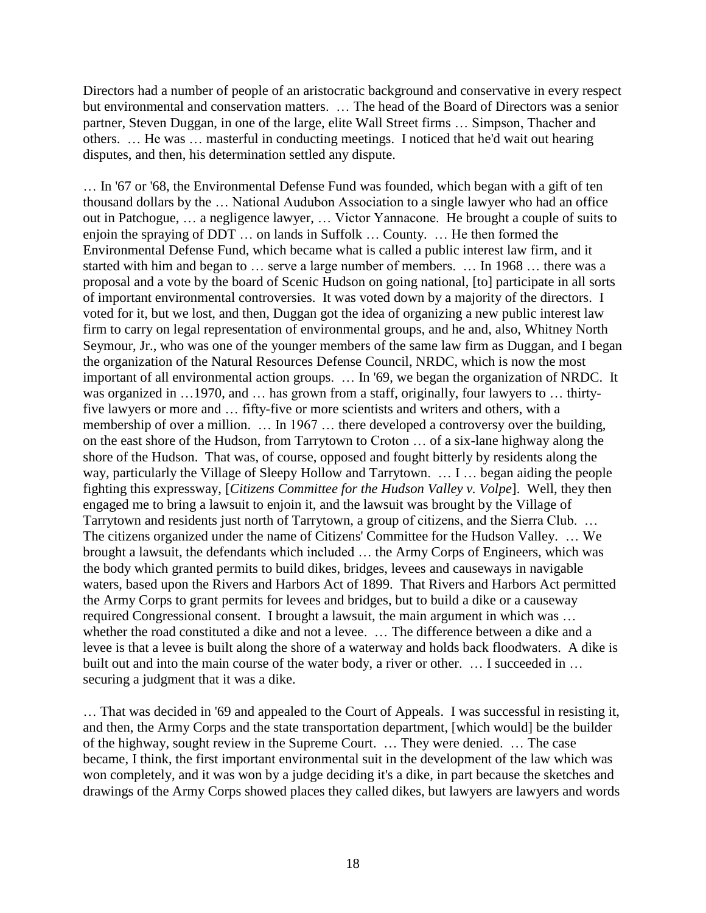Directors had a number of people of an aristocratic background and conservative in every respect but environmental and conservation matters. … The head of the Board of Directors was a senior partner, Steven Duggan, in one of the large, elite Wall Street firms … Simpson, Thacher and others. … He was … masterful in conducting meetings. I noticed that he'd wait out hearing disputes, and then, his determination settled any dispute.

… In '67 or '68, the Environmental Defense Fund was founded, which began with a gift of ten thousand dollars by the … National Audubon Association to a single lawyer who had an office out in Patchogue, … a negligence lawyer, … Victor Yannacone. He brought a couple of suits to enjoin the spraying of DDT … on lands in Suffolk … County. … He then formed the Environmental Defense Fund, which became what is called a public interest law firm, and it started with him and began to … serve a large number of members. … In 1968 … there was a proposal and a vote by the board of Scenic Hudson on going national, [to] participate in all sorts of important environmental controversies. It was voted down by a majority of the directors. I voted for it, but we lost, and then, Duggan got the idea of organizing a new public interest law firm to carry on legal representation of environmental groups, and he and, also, Whitney North Seymour, Jr., who was one of the younger members of the same law firm as Duggan, and I began the organization of the Natural Resources Defense Council, NRDC, which is now the most important of all environmental action groups. … In '69, we began the organization of NRDC. It was organized in …1970, and … has grown from a staff, originally, four lawyers to … thirty-five lawyers or more and … fifty-five or more scientists and writers and others, with a membership of over a million. … In 1967 … there developed a controversy over the building, on the east shore of the Hudson, from Tarrytown to Croton … of a six-lane highway along the shore of the Hudson. That was, of course, opposed and fought bitterly by residents along the way, particularly the Village of Sleepy Hollow and Tarrytown. … I … began aiding the people fighting this expressway, [*Citizens Committee for the Hudson Valley v. Volpe*]. Well, they then engaged me to bring a lawsuit to enjoin it, and the lawsuit was brought by the Village of Tarrytown and residents just north of Tarrytown, a group of citizens, and the Sierra Club. … The citizens organized under the name of Citizens' Committee for the Hudson Valley. … We brought a lawsuit, the defendants which included … the Army Corps of Engineers, which was the body which granted permits to build dikes, bridges, levees and causeways in navigable waters, based upon the Rivers and Harbors Act of 1899. That Rivers and Harbors Act permitted the Army Corps to grant permits for levees and bridges, but to build a dike or a causeway required Congressional consent. I brought a lawsuit, the main argument in which was … whether the road constituted a dike and not a levee. … The difference between a dike and a levee is that a levee is built along the shore of a waterway and holds back floodwaters. A dike is built out and into the main course of the water body, a river or other. … I succeeded in … securing a judgment that it was a dike.

… That was decided in '69 and appealed to the Court of Appeals. I was successful in resisting it, and then, the Army Corps and the state transportation department, [which would] be the builder of the highway, sought review in the Supreme Court. … They were denied. … The case became, I think, the first important environmental suit in the development of the law which was won completely, and it was won by a judge deciding it's a dike, in part because the sketches and drawings of the Army Corps showed places they called dikes, but lawyers are lawyers and words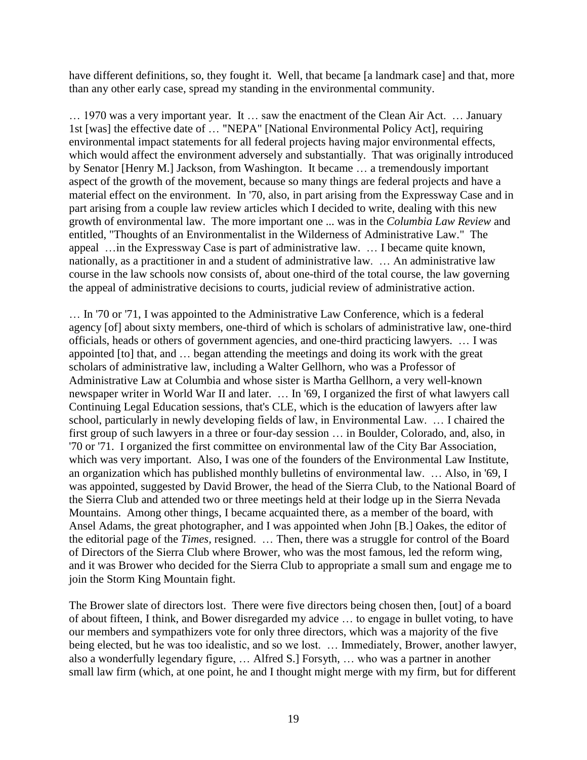have different definitions, so, they fought it. Well, that became [a landmark case] and that, more than any other early case, spread my standing in the environmental community.

… 1970 was a very important year. It … saw the enactment of the Clean Air Act. … January 1st [was] the effective date of … "NEPA" [National Environmental Policy Act], requiring environmental impact statements for all federal projects having major environmental effects, which would affect the environment adversely and substantially. That was originally introduced by Senator [Henry M.] Jackson, from Washington. It became … a tremendously important aspect of the growth of the movement, because so many things are federal projects and have a material effect on the environment. In '70, also, in part arising from the Expressway Case and in part arising from a couple law review articles which I decided to write, dealing with this new growth of environmental law. The more important one ... was in the *Columbia Law Review* and entitled, "Thoughts of an Environmentalist in the Wilderness of Administrative Law." The appeal …in the Expressway Case is part of administrative law. … I became quite known, nationally, as a practitioner in and a student of administrative law. … An administrative law course in the law schools now consists of, about one-third of the total course, the law governing the appeal of administrative decisions to courts, judicial review of administrative action.

… In '70 or '71, I was appointed to the Administrative Law Conference, which is a federal agency [of] about sixty members, one-third of which is scholars of administrative law, one-third officials, heads or others of government agencies, and one-third practicing lawyers. … I was appointed [to] that, and … began attending the meetings and doing its work with the great scholars of administrative law, including a Walter Gellhorn, who was a Professor of Administrative Law at Columbia and whose sister is Martha Gellhorn, a very well-known newspaper writer in World War II and later. … In '69, I organized the first of what lawyers call Continuing Legal Education sessions, that's CLE, which is the education of lawyers after law school, particularly in newly developing fields of law, in Environmental Law. … I chaired the first group of such lawyers in a three or four-day session … in Boulder, Colorado, and, also, in '70 or '71. I organized the first committee on environmental law of the City Bar Association, which was very important. Also, I was one of the founders of the Environmental Law Institute, an organization which has published monthly bulletins of environmental law. … Also, in '69, I was appointed, suggested by David Brower, the head of the Sierra Club, to the National Board of the Sierra Club and attended two or three meetings held at their lodge up in the Sierra Nevada Mountains. Among other things, I became acquainted there, as a member of the board, with Ansel Adams, the great photographer, and I was appointed when John [B.] Oakes, the editor of the editorial page of the *Times,* resigned. … Then, there was a struggle for control of the Board of Directors of the Sierra Club where Brower, who was the most famous, led the reform wing, and it was Brower who decided for the Sierra Club to appropriate a small sum and engage me to join the Storm King Mountain fight.

The Brower slate of directors lost. There were five directors being chosen then, [out] of a board of about fifteen, I think, and Bower disregarded my advice … to engage in bullet voting, to have our members and sympathizers vote for only three directors, which was a majority of the five being elected, but he was too idealistic, and so we lost. … Immediately, Brower, another lawyer, also a wonderfully legendary figure, … Alfred S.] Forsyth, … who was a partner in another small law firm (which, at one point, he and I thought might merge with my firm, but for different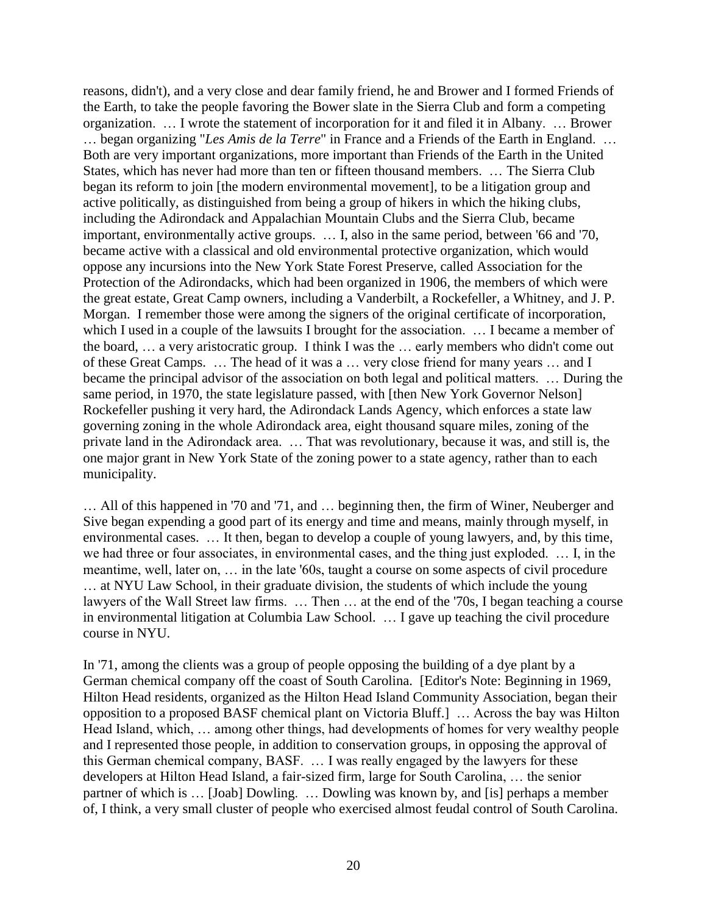reasons, didn't), and a very close and dear family friend, he and Brower and I formed Friends of the Earth, to take the people favoring the Bower slate in the Sierra Club and form a competing organization. … I wrote the statement of incorporation for it and filed it in Albany. … Brower … began organizing "*Les Amis de la Terre*" in France and a Friends of the Earth in England. … Both are very important organizations, more important than Friends of the Earth in the United States, which has never had more than ten or fifteen thousand members. … The Sierra Club began its reform to join [the modern environmental movement], to be a litigation group and active politically, as distinguished from being a group of hikers in which the hiking clubs, including the Adirondack and Appalachian Mountain Clubs and the Sierra Club, became important, environmentally active groups. … I, also in the same period, between '66 and '70, became active with a classical and old environmental protective organization, which would oppose any incursions into the New York State Forest Preserve, called Association for the Protection of the Adirondacks, which had been organized in 1906, the members of which were the great estate, Great Camp owners, including a Vanderbilt, a Rockefeller, a Whitney, and J. P. Morgan. I remember those were among the signers of the original certificate of incorporation, which I used in a couple of the lawsuits I brought for the association. … I became a member of the board, … a very aristocratic group. I think I was the … early members who didn't come out of these Great Camps. … The head of it was a … very close friend for many years … and I became the principal advisor of the association on both legal and political matters. … During the same period, in 1970, the state legislature passed, with [then New York Governor Nelson] Rockefeller pushing it very hard, the Adirondack Lands Agency, which enforces a state law governing zoning in the whole Adirondack area, eight thousand square miles, zoning of the private land in the Adirondack area. … That was revolutionary, because it was, and still is, the one major grant in New York State of the zoning power to a state agency, rather than to each municipality.

… All of this happened in '70 and '71, and … beginning then, the firm of Winer, Neuberger and Sive began expending a good part of its energy and time and means, mainly through myself, in environmental cases. … It then, began to develop a couple of young lawyers, and, by this time, we had three or four associates, in environmental cases, and the thing just exploded. … I, in the meantime, well, later on, … in the late '60s, taught a course on some aspects of civil procedure … at NYU Law School, in their graduate division, the students of which include the young lawyers of the Wall Street law firms. … Then … at the end of the '70s, I began teaching a course in environmental litigation at Columbia Law School. … I gave up teaching the civil procedure course in NYU.

In '71, among the clients was a group of people opposing the building of a dye plant by a German chemical company off the coast of South Carolina. [Editor's Note: Beginning in 1969, Hilton Head residents, organized as the Hilton Head Island Community Association, began their opposition to a proposed BASF chemical plant on Victoria Bluff.] … Across the bay was Hilton Head Island, which, … among other things, had developments of homes for very wealthy people and I represented those people, in addition to conservation groups, in opposing the approval of this German chemical company, BASF. … I was really engaged by the lawyers for these developers at Hilton Head Island, a fair-sized firm, large for South Carolina, … the senior partner of which is … [Joab] Dowling. … Dowling was known by, and [is] perhaps a member of, I think, a very small cluster of people who exercised almost feudal control of South Carolina.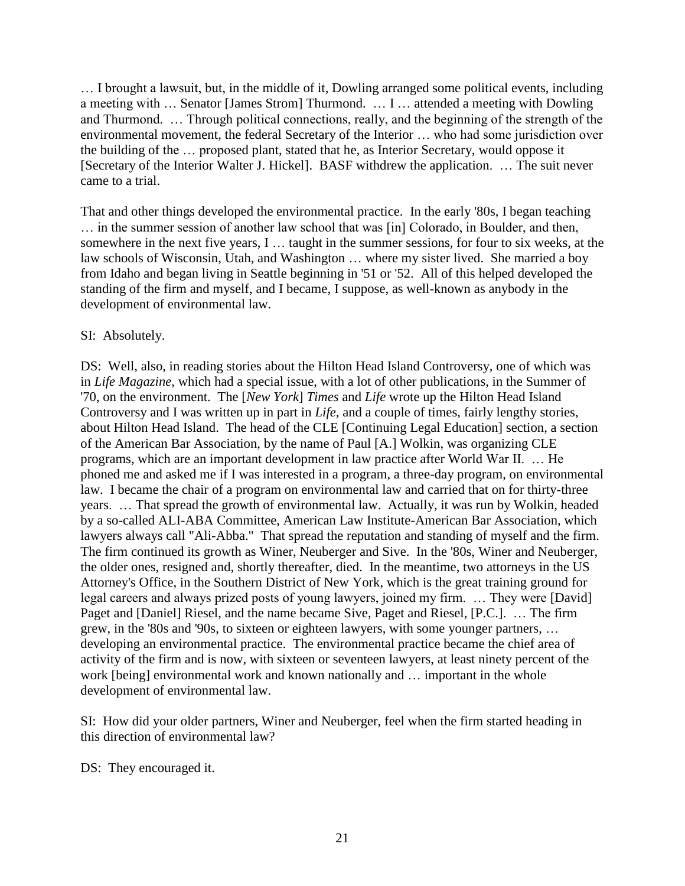… I brought a lawsuit, but, in the middle of it, Dowling arranged some political events, including a meeting with … Senator [James Strom] Thurmond. … I … attended a meeting with Dowling and Thurmond. … Through political connections, really, and the beginning of the strength of the environmental movement, the federal Secretary of the Interior … who had some jurisdiction over the building of the … proposed plant, stated that he, as Interior Secretary, would oppose it [Secretary of the Interior Walter J. Hickel]. BASF withdrew the application. … The suit never came to a trial.

That and other things developed the environmental practice. In the early '80s, I began teaching … in the summer session of another law school that was [in] Colorado, in Boulder, and then, somewhere in the next five years, I … taught in the summer sessions, for four to six weeks, at the law schools of Wisconsin, Utah, and Washington … where my sister lived. She married a boy from Idaho and began living in Seattle beginning in '51 or '52. All of this helped developed the standing of the firm and myself, and I became, I suppose, as well-known as anybody in the development of environmental law.

SI: Absolutely.

DS: Well, also, in reading stories about the Hilton Head Island Controversy, one of which was in *Life Magazine*, which had a special issue, with a lot of other publications, in the Summer of '70, on the environment. The [*New York*] *Times* and *Life* wrote up the Hilton Head Island Controversy and I was written up in part in *Life*, and a couple of times, fairly lengthy stories, about Hilton Head Island. The head of the CLE [Continuing Legal Education] section, a section of the American Bar Association, by the name of Paul [A.] Wolkin, was organizing CLE programs, which are an important development in law practice after World War II. … He phoned me and asked me if I was interested in a program, a three-day program, on environmental law. I became the chair of a program on environmental law and carried that on for thirty-three years. … That spread the growth of environmental law. Actually, it was run by Wolkin, headed by a so-called ALI-ABA Committee, American Law Institute-American Bar Association, which lawyers always call "Ali-Abba." That spread the reputation and standing of myself and the firm. The firm continued its growth as Winer, Neuberger and Sive. In the '80s, Winer and Neuberger, the older ones, resigned and, shortly thereafter, died. In the meantime, two attorneys in the US Attorney's Office, in the Southern District of New York, which is the great training ground for legal careers and always prized posts of young lawyers, joined my firm. … They were [David] Paget and [Daniel] Riesel, and the name became Sive, Paget and Riesel, [P.C.]. … The firm grew, in the '80s and '90s, to sixteen or eighteen lawyers, with some younger partners, … developing an environmental practice. The environmental practice became the chief area of activity of the firm and is now, with sixteen or seventeen lawyers, at least ninety percent of the work [being] environmental work and known nationally and … important in the whole development of environmental law.

SI: How did your older partners, Winer and Neuberger, feel when the firm started heading in this direction of environmental law?

DS: They encouraged it.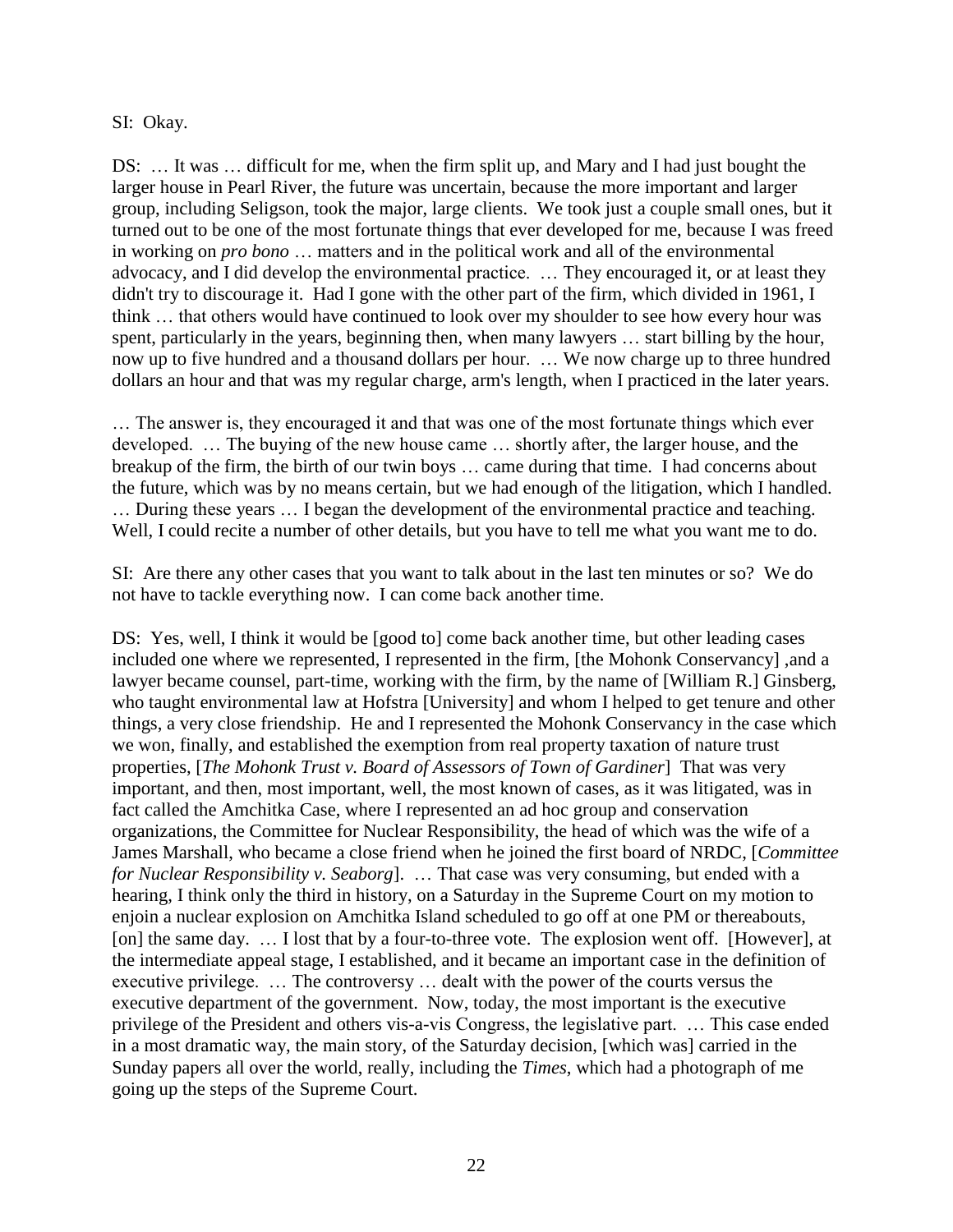SI: Okay.

DS: … It was … difficult for me, when the firm split up, and Mary and I had just bought the larger house in Pearl River, the future was uncertain, because the more important and larger group, including Seligson, took the major, large clients. We took just a couple small ones, but it turned out to be one of the most fortunate things that ever developed for me, because I was freed in working on *pro bono* … matters and in the political work and all of the environmental advocacy, and I did develop the environmental practice. … They encouraged it, or at least they didn't try to discourage it. Had I gone with the other part of the firm, which divided in 1961, I think … that others would have continued to look over my shoulder to see how every hour was spent, particularly in the years, beginning then, when many lawyers … start billing by the hour, now up to five hundred and a thousand dollars per hour. … We now charge up to three hundred dollars an hour and that was my regular charge, arm's length, when I practiced in the later years.

… The answer is, they encouraged it and that was one of the most fortunate things which ever developed. … The buying of the new house came … shortly after, the larger house, and the breakup of the firm, the birth of our twin boys … came during that time. I had concerns about the future, which was by no means certain, but we had enough of the litigation, which I handled. … During these years … I began the development of the environmental practice and teaching. Well, I could recite a number of other details, but you have to tell me what you want me to do.

SI: Are there any other cases that you want to talk about in the last ten minutes or so? We do not have to tackle everything now. I can come back another time.

DS: Yes, well, I think it would be [good to] come back another time, but other leading cases included one where we represented, I represented in the firm, [the Mohonk Conservancy] ,and a lawyer became counsel, part-time, working with the firm, by the name of [William R.] Ginsberg, who taught environmental law at Hofstra [University] and whom I helped to get tenure and other things, a very close friendship. He and I represented the Mohonk Conservancy in the case which we won, finally, and established the exemption from real property taxation of nature trust properties, [*The Mohonk Trust v. Board of Assessors of Town of Gardiner*] That was very important, and then, most important, well, the most known of cases, as it was litigated, was in fact called the Amchitka Case, where I represented an ad hoc group and conservation organizations, the Committee for Nuclear Responsibility, the head of which was the wife of a James Marshall, who became a close friend when he joined the first board of NRDC, [*Committee for Nuclear Responsibility v. Seaborg*]. … That case was very consuming, but ended with a hearing, I think only the third in history, on a Saturday in the Supreme Court on my motion to enjoin a nuclear explosion on Amchitka Island scheduled to go off at one PM or thereabouts, [on] the same day. … I lost that by a four-to-three vote. The explosion went off. [However], at the intermediate appeal stage, I established, and it became an important case in the definition of executive privilege. … The controversy … dealt with the power of the courts versus the executive department of the government. Now, today, the most important is the executive privilege of the President and others vis-a-vis Congress, the legislative part. … This case ended in a most dramatic way, the main story, of the Saturday decision, [which was] carried in the Sunday papers all over the world, really, including the *Times*, which had a photograph of me going up the steps of the Supreme Court.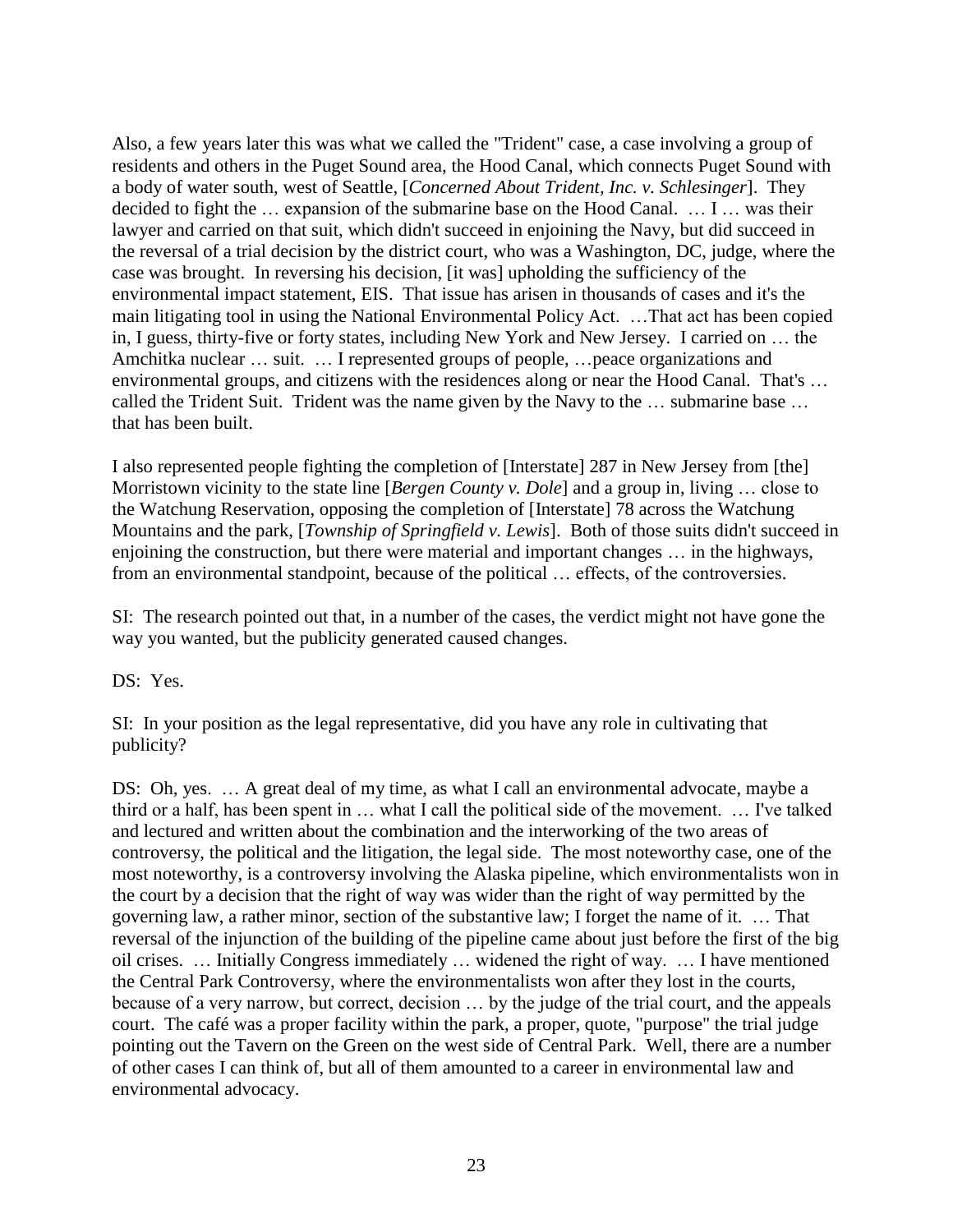Also, a few years later this was what we called the "Trident" case, a case involving a group of residents and others in the Puget Sound area, the Hood Canal, which connects Puget Sound with a body of water south, west of Seattle, [*Concerned About Trident, Inc. v. Schlesinger*]. They decided to fight the … expansion of the submarine base on the Hood Canal. … I … was their lawyer and carried on that suit, which didn't succeed in enjoining the Navy, but did succeed in the reversal of a trial decision by the district court, who was a Washington, DC, judge, where the case was brought. In reversing his decision, [it was] upholding the sufficiency of the environmental impact statement, EIS. That issue has arisen in thousands of cases and it's the main litigating tool in using the National Environmental Policy Act. …That act has been copied in, I guess, thirty-five or forty states, including New York and New Jersey. I carried on … the Amchitka nuclear … suit. … I represented groups of people, …peace organizations and environmental groups, and citizens with the residences along or near the Hood Canal. That's … called the Trident Suit. Trident was the name given by the Navy to the … submarine base … that has been built.

I also represented people fighting the completion of [Interstate] 287 in New Jersey from [the] Morristown vicinity to the state line [*Bergen County v. Dole*] and a group in, living … close to the Watchung Reservation, opposing the completion of [Interstate] 78 across the Watchung Mountains and the park, [*Township of Springfield v. Lewis*]. Both of those suits didn't succeed in enjoining the construction, but there were material and important changes … in the highways, from an environmental standpoint, because of the political … effects, of the controversies.

SI: The research pointed out that, in a number of the cases, the verdict might not have gone the way you wanted, but the publicity generated caused changes.

DS: Yes.

SI: In your position as the legal representative, did you have any role in cultivating that publicity?

DS: Oh, yes. … A great deal of my time, as what I call an environmental advocate, maybe a third or a half, has been spent in … what I call the political side of the movement. … I've talked and lectured and written about the combination and the interworking of the two areas of controversy, the political and the litigation, the legal side. The most noteworthy case, one of the most noteworthy, is a controversy involving the Alaska pipeline, which environmentalists won in the court by a decision that the right of way was wider than the right of way permitted by the governing law, a rather minor, section of the substantive law; I forget the name of it. … That reversal of the injunction of the building of the pipeline came about just before the first of the big oil crises. … Initially Congress immediately … widened the right of way. … I have mentioned the Central Park Controversy, where the environmentalists won after they lost in the courts, because of a very narrow, but correct, decision … by the judge of the trial court, and the appeals court. The café was a proper facility within the park, a proper, quote, "purpose" the trial judge pointing out the Tavern on the Green on the west side of Central Park. Well, there are a number of other cases I can think of, but all of them amounted to a career in environmental law and environmental advocacy.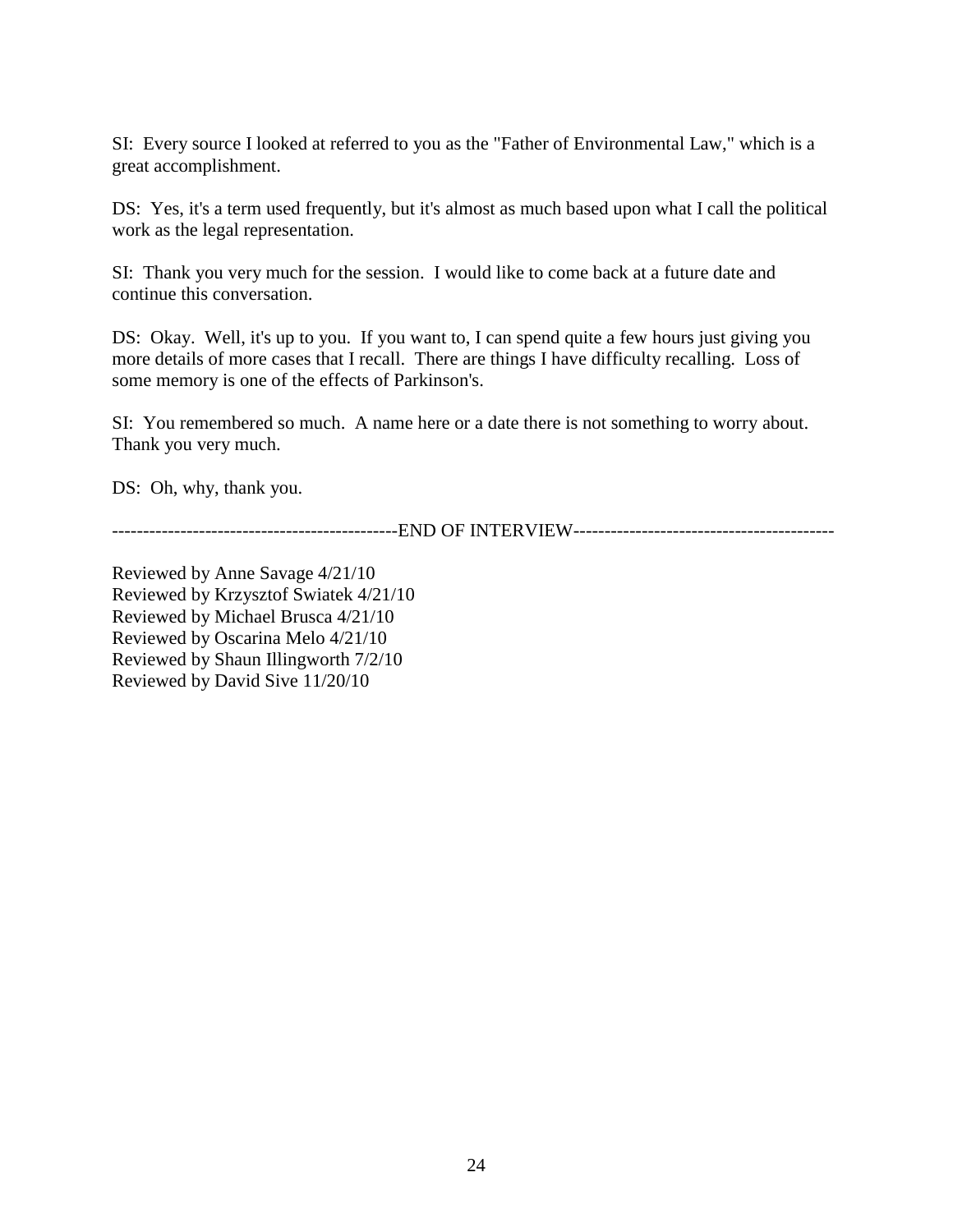SI: Every source I looked at referred to you as the "Father of Environmental Law," which is a great accomplishment.

DS: Yes, it's a term used frequently, but it's almost as much based upon what I call the political work as the legal representation.

SI: Thank you very much for the session. I would like to come back at a future date and continue this conversation.

DS: Okay. Well, it's up to you. If you want to, I can spend quite a few hours just giving you more details of more cases that I recall. There are things I have difficulty recalling. Loss of some memory is one of the effects of Parkinson's.

SI: You remembered so much. A name here or a date there is not something to worry about. Thank you very much.

DS: Oh, why, thank you.

----------------------------------------------END OF INTERVIEW------------------------------------------

Reviewed by Anne Savage 4/21/10
Reviewed by Krzysztof Swiatek 4/21/10
Reviewed by Michael Brusca 4/21/10
Reviewed by Oscarina Melo 4/21/10
Reviewed by Shaun Illingworth 7/2/10
Reviewed by David Sive 11/20/10